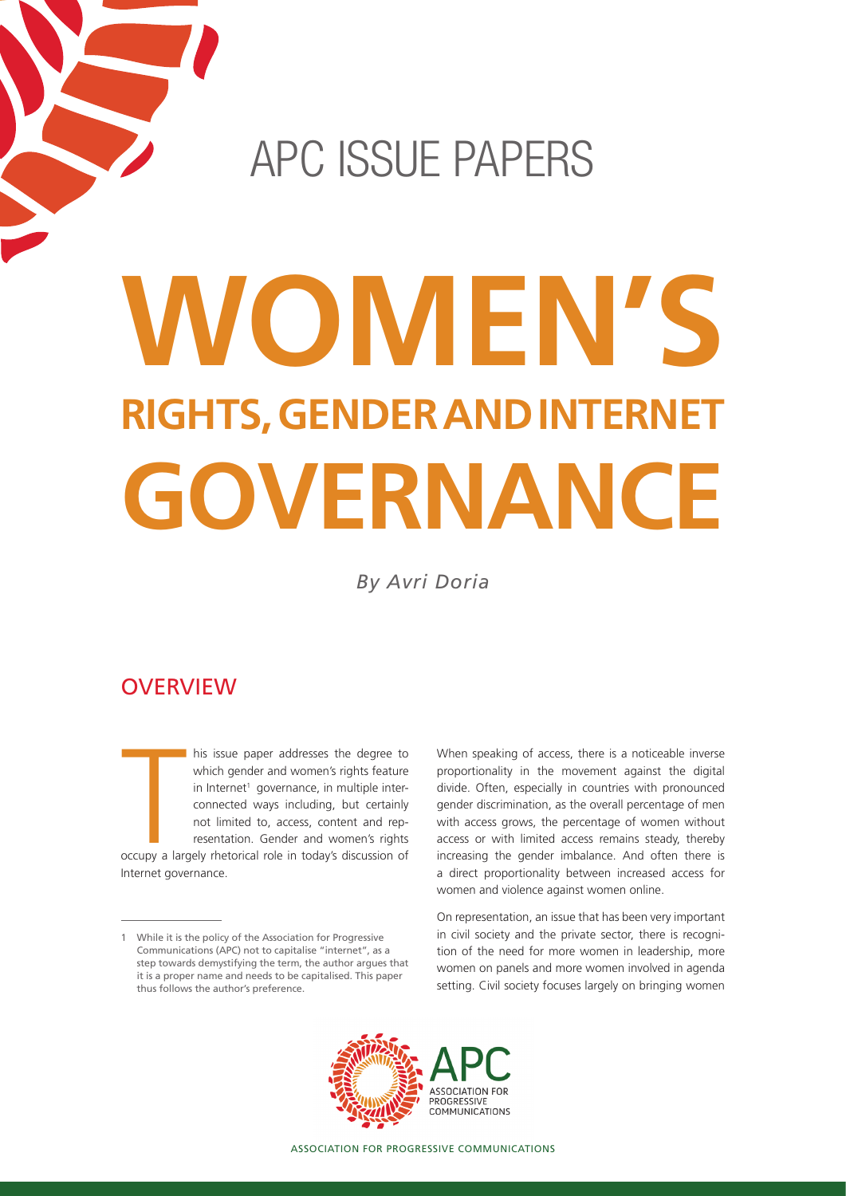APC ISSUE PAPERS

# WOMEN'S RIGHTS, GENDER AND INTERNET GOVERNANCE

*By Avri Doria*

## OVERVIEW

This issue paper addresses the degree to which gender and women's rights feature in Internet[1] governance, in multiple interconnected ways including, but certainly not limited to, access, content and representation. Gender and women's rights occupy a largely rhetorical role in today's discussion of Internet governance.

When speaking of access, there is a noticeable inverse proportionality in the movement against the digital divide. Often, especially in countries with pronounced gender discrimination, as the overall percentage of men with access grows, the percentage of women without access or with limited access remains steady, thereby increasing the gender imbalance. And often there is a direct proportionality between increased access for women and violence against women online.

On representation, an issue that has been very important in civil society and the private sector, there is recognition of the need for more women in leadership, more women on panels and more women involved in agenda setting. Civil society focuses largely on bringing women

---

1 While it is the policy of the Association for Progressive Communications (APC) not to capitalise "internet", as a step towards demystifying the term, the author argues that it is a proper name and needs to be capitalised. This paper thus follows the author's preference.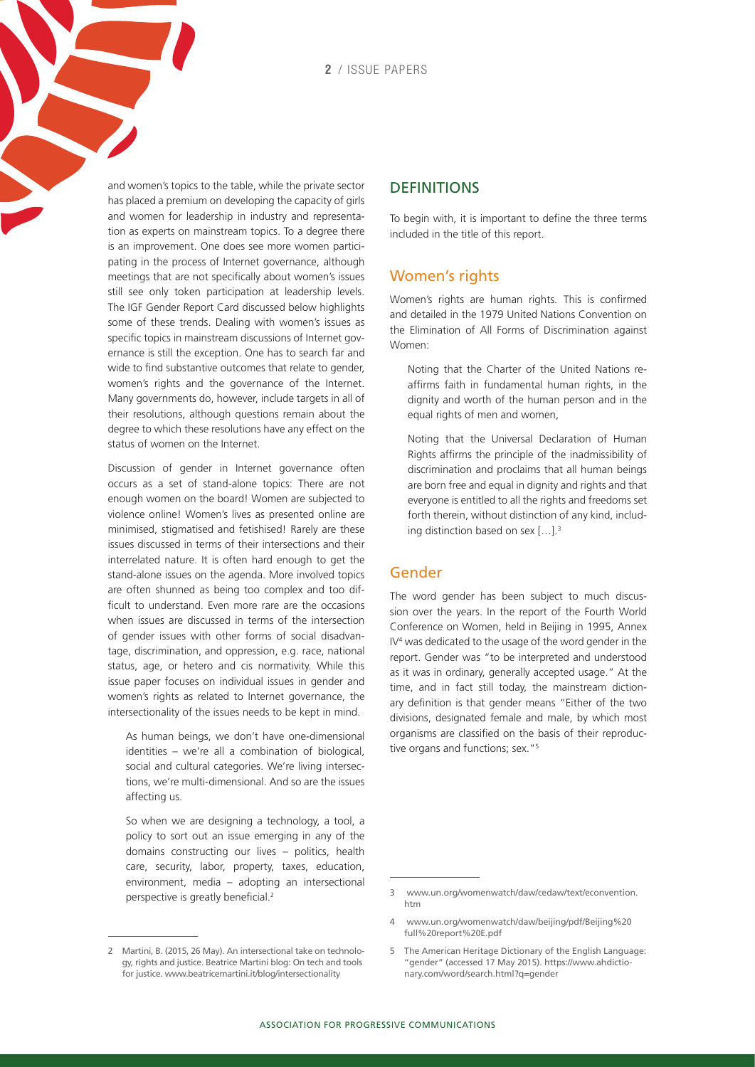and women's topics to the table, while the private sector has placed a premium on developing the capacity of girls and women for leadership in industry and representation as experts on mainstream topics. To a degree there is an improvement. One does see more women participating in the process of Internet governance, although meetings that are not specifically about women's issues still see only token participation at leadership levels. The IGF Gender Report Card discussed below highlights some of these trends. Dealing with women's issues as specific topics in mainstream discussions of Internet governance is still the exception. One has to search far and wide to find substantive outcomes that relate to gender, women's rights and the governance of the Internet. Many governments do, however, include targets in all of their resolutions, although questions remain about the degree to which these resolutions have any effect on the status of women on the Internet.

Discussion of gender in Internet governance often occurs as a set of stand-alone topics: There are not enough women on the board! Women are subjected to violence online! Women's lives as presented online are minimised, stigmatised and fetishised! Rarely are these issues discussed in terms of their intersections and their interrelated nature. It is often hard enough to get the stand-alone issues on the agenda. More involved topics are often shunned as being too complex and too difficult to understand. Even more rare are the occasions when issues are discussed in terms of the intersection of gender issues with other forms of social disadvantage, discrimination, and oppression, e.g. race, national status, age, or hetero and cis normativity. While this issue paper focuses on individual issues in gender and women's rights as related to Internet governance, the intersectionality of the issues needs to be kept in mind.

> As human beings, we don't have one-dimensional identities – we're all a combination of biological, social and cultural categories. We're living intersections, we're multi-dimensional. And so are the issues affecting us.
>
> So when we are designing a technology, a tool, a policy to sort out an issue emerging in any of the domains constructing our lives – politics, health care, security, labor, property, taxes, education, environment, media – adopting an intersectional perspective is greatly beneficial.[2]

## DEFINITIONS

To begin with, it is important to define the three terms included in the title of this report.

### Women's rights

Women's rights are human rights. This is confirmed and detailed in the 1979 United Nations Convention on the Elimination of All Forms of Discrimination against Women:

> Noting that the Charter of the United Nations reaffirms faith in fundamental human rights, in the dignity and worth of the human person and in the equal rights of men and women,
>
> Noting that the Universal Declaration of Human Rights affirms the principle of the inadmissibility of discrimination and proclaims that all human beings are born free and equal in dignity and rights and that everyone is entitled to all the rights and freedoms set forth therein, without distinction of any kind, including distinction based on sex […].[3]

### Gender

The word gender has been subject to much discussion over the years. In the report of the Fourth World Conference on Women, held in Beijing in 1995, Annex IV[4] was dedicated to the usage of the word gender in the report. Gender was "to be interpreted and understood as it was in ordinary, generally accepted usage." At the time, and in fact still today, the mainstream dictionary definition is that gender means "Either of the two divisions, designated female and male, by which most organisms are classified on the basis of their reproductive organs and functions; sex."[5]

---

2 Martini, B. (2015, 26 May). An intersectional take on technology, rights and justice. Beatrice Martini blog: On tech and tools for justice. www.beatricemartini.it/blog/intersectionality

3 www.un.org/womenwatch/daw/cedaw/text/econvention.htm

4 www.un.org/womenwatch/daw/beijing/pdf/Beijing%20full%20report%20E.pdf

5 The American Heritage Dictionary of the English Language: "gender" (accessed 17 May 2015). https://www.ahdictionary.com/word/search.html?q=gender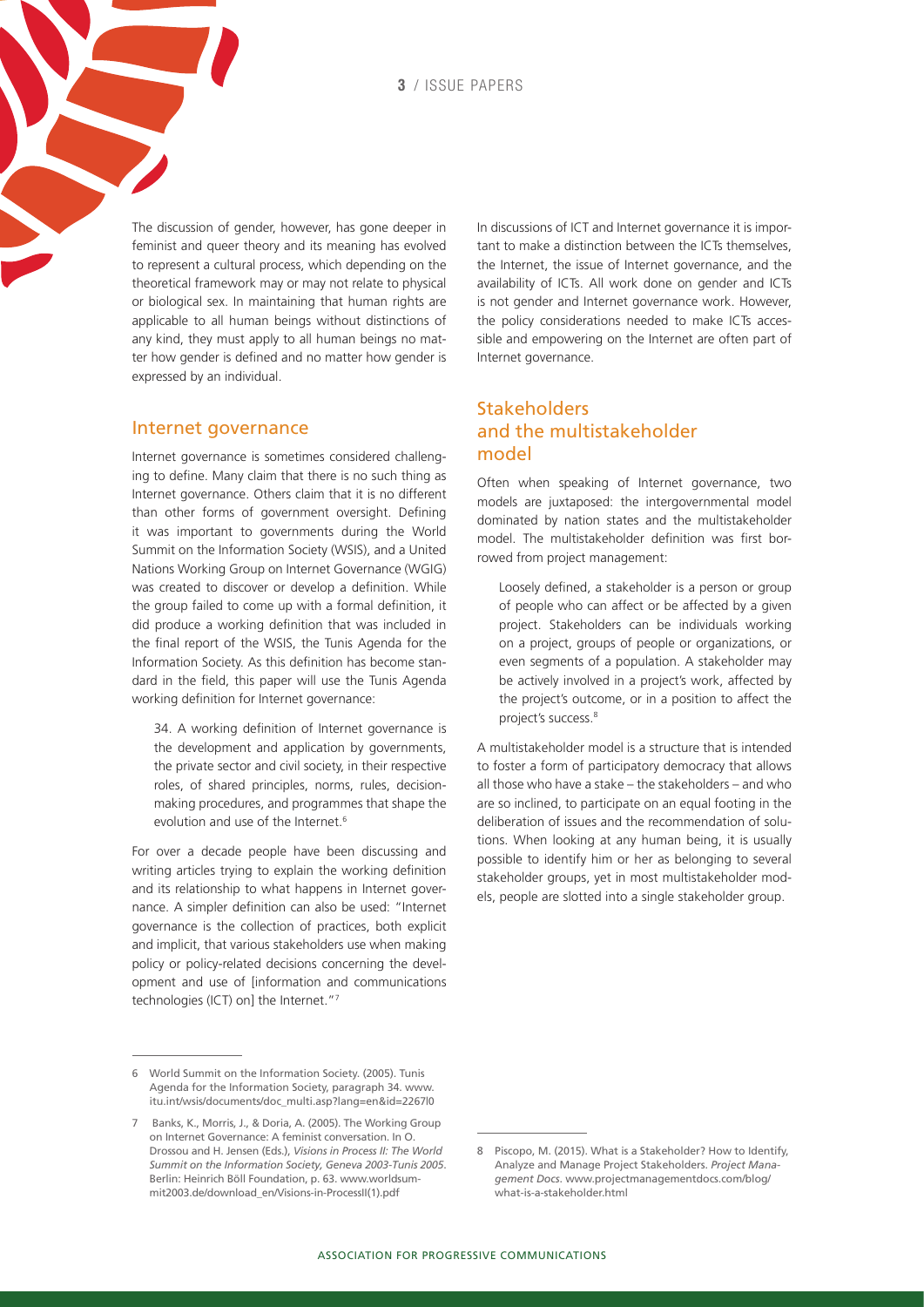The discussion of gender, however, has gone deeper in feminist and queer theory and its meaning has evolved to represent a cultural process, which depending on the theoretical framework may or may not relate to physical or biological sex. In maintaining that human rights are applicable to all human beings without distinctions of any kind, they must apply to all human beings no matter how gender is defined and no matter how gender is expressed by an individual.

## Internet governance

Internet governance is sometimes considered challenging to define. Many claim that there is no such thing as Internet governance. Others claim that it is no different than other forms of government oversight. Defining it was important to governments during the World Summit on the Information Society (WSIS), and a United Nations Working Group on Internet Governance (WGIG) was created to discover or develop a definition. While the group failed to come up with a formal definition, it did produce a working definition that was included in the final report of the WSIS, the Tunis Agenda for the Information Society. As this definition has become standard in the field, this paper will use the Tunis Agenda working definition for Internet governance:

> 34. A working definition of Internet governance is the development and application by governments, the private sector and civil society, in their respective roles, of shared principles, norms, rules, decision-making procedures, and programmes that shape the evolution and use of the Internet.[6]

For over a decade people have been discussing and writing articles trying to explain the working definition and its relationship to what happens in Internet governance. A simpler definition can also be used: "Internet governance is the collection of practices, both explicit and implicit, that various stakeholders use when making policy or policy-related decisions concerning the development and use of [information and communications technologies (ICT) on] the Internet."[7]

In discussions of ICT and Internet governance it is important to make a distinction between the ICTs themselves, the Internet, the issue of Internet governance, and the availability of ICTs. All work done on gender and ICTs is not gender and Internet governance work. However, the policy considerations needed to make ICTs accessible and empowering on the Internet are often part of Internet governance.

## Stakeholders and the multistakeholder model

Often when speaking of Internet governance, two models are juxtaposed: the intergovernmental model dominated by nation states and the multistakeholder model. The multistakeholder definition was first borrowed from project management:

> Loosely defined, a stakeholder is a person or group of people who can affect or be affected by a given project. Stakeholders can be individuals working on a project, groups of people or organizations, or even segments of a population. A stakeholder may be actively involved in a project's work, affected by the project's outcome, or in a position to affect the project's success.[8]

A multistakeholder model is a structure that is intended to foster a form of participatory democracy that allows all those who have a stake – the stakeholders – and who are so inclined, to participate on an equal footing in the deliberation of issues and the recommendation of solutions. When looking at any human being, it is usually possible to identify him or her as belonging to several stakeholder groups, yet in most multistakeholder models, people are slotted into a single stakeholder group.

---

6 World Summit on the Information Society. (2005). Tunis Agenda for the Information Society, paragraph 34. www.itu.int/wsis/documents/doc_multi.asp?lang=en&id=2267l0

7 Banks, K., Morris, J., & Doria, A. (2005). The Working Group on Internet Governance: A feminist conversation. In O. Drossou and H. Jensen (Eds.), *Visions in Process II: The World Summit on the Information Society, Geneva 2003-Tunis 2005*. Berlin: Heinrich Böll Foundation, p. 63. www.worldsummit2003.de/download_en/Visions-in-ProcessII(1).pdf

8 Piscopo, M. (2015). What is a Stakeholder? How to Identify, Analyze and Manage Project Stakeholders. *Project Management Docs*. www.projectmanagementdocs.com/blog/what-is-a-stakeholder.html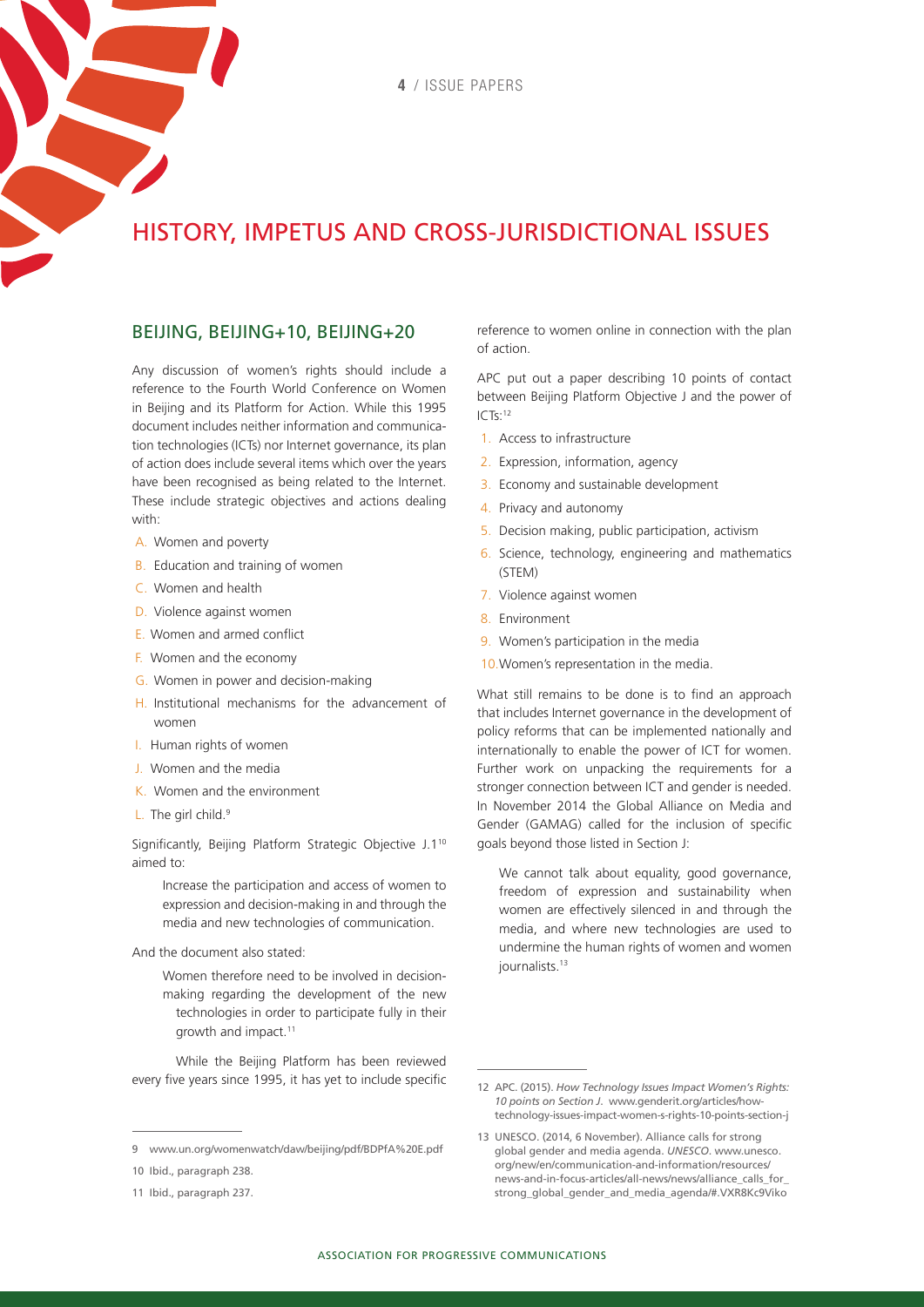# HISTORY, IMPETUS AND CROSS-JURISDICTIONAL ISSUES

## BEIJING, BEIJING+10, BEIJING+20

Any discussion of women's rights should include a reference to the Fourth World Conference on Women in Beijing and its Platform for Action. While this 1995 document includes neither information and communication technologies (ICTs) nor Internet governance, its plan of action does include several items which over the years have been recognised as being related to the Internet. These include strategic objectives and actions dealing with:

A. Women and poverty
B. Education and training of women
C. Women and health
D. Violence against women
E. Women and armed conflict
F. Women and the economy
G. Women in power and decision-making
H. Institutional mechanisms for the advancement of women
I. Human rights of women
J. Women and the media
K. Women and the environment
L. The girl child.[9]

Significantly, Beijing Platform Strategic Objective J.1[10] aimed to:

> Increase the participation and access of women to expression and decision-making in and through the media and new technologies of communication.

And the document also stated:

> Women therefore need to be involved in decision-making regarding the development of the new technologies in order to participate fully in their growth and impact.[11]

While the Beijing Platform has been reviewed every five years since 1995, it has yet to include specific reference to women online in connection with the plan of action.

APC put out a paper describing 10 points of contact between Beijing Platform Objective J and the power of ICTs:[12]

1. Access to infrastructure
2. Expression, information, agency
3. Economy and sustainable development
4. Privacy and autonomy
5. Decision making, public participation, activism
6. Science, technology, engineering and mathematics (STEM)
7. Violence against women
8. Environment
9. Women's participation in the media
10. Women's representation in the media.

What still remains to be done is to find an approach that includes Internet governance in the development of policy reforms that can be implemented nationally and internationally to enable the power of ICT for women. Further work on unpacking the requirements for a stronger connection between ICT and gender is needed. In November 2014 the Global Alliance on Media and Gender (GAMAG) called for the inclusion of specific goals beyond those listed in Section J:

> We cannot talk about equality, good governance, freedom of expression and sustainability when women are effectively silenced in and through the media, and where new technologies are used to undermine the human rights of women and women journalists.[13]

---

9 www.un.org/womenwatch/daw/beijing/pdf/BDPfA%20E.pdf

10 Ibid., paragraph 238.

11 Ibid., paragraph 237.

12 APC. (2015). *How Technology Issues Impact Women's Rights: 10 points on Section J*. www.genderit.org/articles/how-technology-issues-impact-women-s-rights-10-points-section-j

13 UNESCO. (2014, 6 November). Alliance calls for strong global gender and media agenda. *UNESCO*. www.unesco.org/new/en/communication-and-information/resources/news-and-in-focus-articles/all-news/news/alliance_calls_for_strong_global_gender_and_media_agenda/#.VXR8Kc9Viko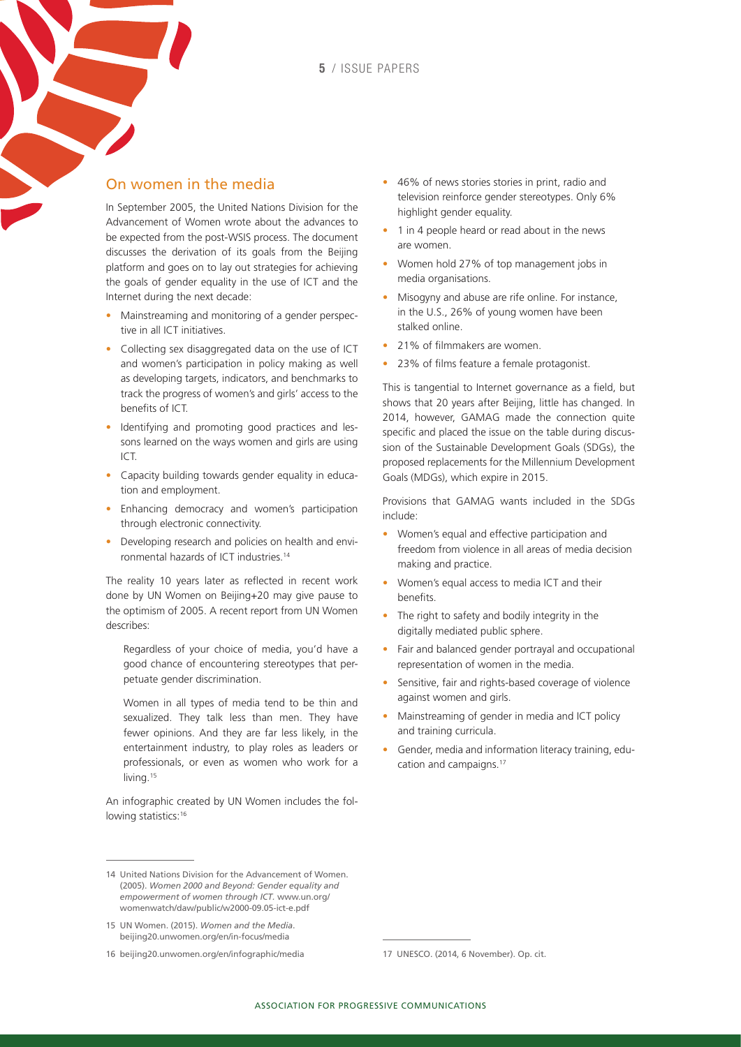## On women in the media

In September 2005, the United Nations Division for the Advancement of Women wrote about the advances to be expected from the post-WSIS process. The document discusses the derivation of its goals from the Beijing platform and goes on to lay out strategies for achieving the goals of gender equality in the use of ICT and the Internet during the next decade:

- Mainstreaming and monitoring of a gender perspective in all ICT initiatives.
- Collecting sex disaggregated data on the use of ICT and women's participation in policy making as well as developing targets, indicators, and benchmarks to track the progress of women's and girls' access to the benefits of ICT.
- Identifying and promoting good practices and lessons learned on the ways women and girls are using ICT.
- Capacity building towards gender equality in education and employment.
- Enhancing democracy and women's participation through electronic connectivity.
- Developing research and policies on health and environmental hazards of ICT industries.[14]

The reality 10 years later as reflected in recent work done by UN Women on Beijing+20 may give pause to the optimism of 2005. A recent report from UN Women describes:

> Regardless of your choice of media, you'd have a good chance of encountering stereotypes that perpetuate gender discrimination.
>
> Women in all types of media tend to be thin and sexualized. They talk less than men. They have fewer opinions. And they are far less likely, in the entertainment industry, to play roles as leaders or professionals, or even as women who work for a living.[15]

An infographic created by UN Women includes the following statistics:[16]

- 46% of news stories stories in print, radio and television reinforce gender stereotypes. Only 6% highlight gender equality.
- 1 in 4 people heard or read about in the news are women.
- Women hold 27% of top management jobs in media organisations.
- Misogyny and abuse are rife online. For instance, in the U.S., 26% of young women have been stalked online.
- 21% of filmmakers are women.
- 23% of films feature a female protagonist.

This is tangential to Internet governance as a field, but shows that 20 years after Beijing, little has changed. In 2014, however, GAMAG made the connection quite specific and placed the issue on the table during discussion of the Sustainable Development Goals (SDGs), the proposed replacements for the Millennium Development Goals (MDGs), which expire in 2015.

Provisions that GAMAG wants included in the SDGs include:

- Women's equal and effective participation and freedom from violence in all areas of media decision making and practice.
- Women's equal access to media ICT and their benefits.
- The right to safety and bodily integrity in the digitally mediated public sphere.
- Fair and balanced gender portrayal and occupational representation of women in the media.
- Sensitive, fair and rights-based coverage of violence against women and girls.
- Mainstreaming of gender in media and ICT policy and training curricula.
- Gender, media and information literacy training, education and campaigns.[17]

---

14 United Nations Division for the Advancement of Women. (2005). *Women 2000 and Beyond: Gender equality and empowerment of women through ICT.* www.un.org/womenwatch/daw/public/w2000-09.05-ict-e.pdf

15 UN Women. (2015). *Women and the Media.* beijing20.unwomen.org/en/in-focus/media

16 beijing20.unwomen.org/en/infographic/media

17 UNESCO. (2014, 6 November). Op. cit.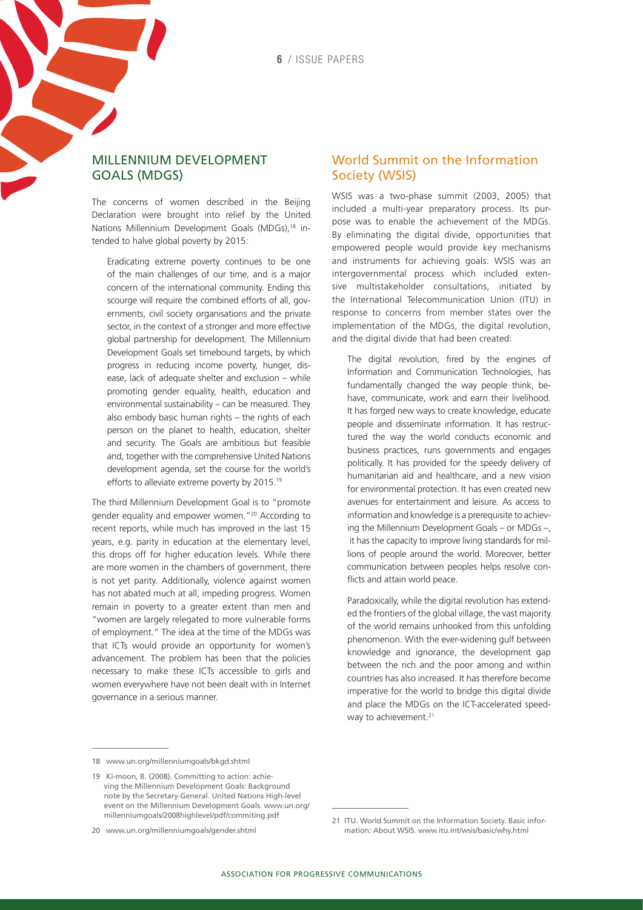## MILLENNIUM DEVELOPMENT GOALS (MDGS)

The concerns of women described in the Beijing Declaration were brought into relief by the United Nations Millennium Development Goals (MDGs),[18] intended to halve global poverty by 2015:

> Eradicating extreme poverty continues to be one of the main challenges of our time, and is a major concern of the international community. Ending this scourge will require the combined efforts of all, governments, civil society organisations and the private sector, in the context of a stronger and more effective global partnership for development. The Millennium Development Goals set timebound targets, by which progress in reducing income poverty, hunger, disease, lack of adequate shelter and exclusion – while promoting gender equality, health, education and environmental sustainability – can be measured. They also embody basic human rights – the rights of each person on the planet to health, education, shelter and security. The Goals are ambitious but feasible and, together with the comprehensive United Nations development agenda, set the course for the world's efforts to alleviate extreme poverty by 2015.[19]

The third Millennium Development Goal is to "promote gender equality and empower women."[20] According to recent reports, while much has improved in the last 15 years, e.g. parity in education at the elementary level, this drops off for higher education levels. While there are more women in the chambers of government, there is not yet parity. Additionally, violence against women has not abated much at all, impeding progress. Women remain in poverty to a greater extent than men and "women are largely relegated to more vulnerable forms of employment." The idea at the time of the MDGs was that ICTs would provide an opportunity for women's advancement. The problem has been that the policies necessary to make these ICTs accessible to girls and women everywhere have not been dealt with in Internet governance in a serious manner.

## World Summit on the Information Society (WSIS)

WSIS was a two-phase summit (2003, 2005) that included a multi-year preparatory process. Its purpose was to enable the achievement of the MDGs. By eliminating the digital divide, opportunities that empowered people would provide key mechanisms and instruments for achieving goals. WSIS was an intergovernmental process which included extensive multistakeholder consultations, initiated by the International Telecommunication Union (ITU) in response to concerns from member states over the implementation of the MDGs, the digital revolution, and the digital divide that had been created:

> The digital revolution, fired by the engines of Information and Communication Technologies, has fundamentally changed the way people think, behave, communicate, work and earn their livelihood. It has forged new ways to create knowledge, educate people and disseminate information. It has restructured the way the world conducts economic and business practices, runs governments and engages politically. It has provided for the speedy delivery of humanitarian aid and healthcare, and a new vision for environmental protection. It has even created new avenues for entertainment and leisure. As access to information and knowledge is a prerequisite to achieving the Millennium Development Goals – or MDGs –, it has the capacity to improve living standards for millions of people around the world. Moreover, better communication between peoples helps resolve conflicts and attain world peace.
>
> Paradoxically, while the digital revolution has extended the frontiers of the global village, the vast majority of the world remains unhooked from this unfolding phenomenon. With the ever-widening gulf between knowledge and ignorance, the development gap between the rich and the poor among and within countries has also increased. It has therefore become imperative for the world to bridge this digital divide and place the MDGs on the ICT-accelerated speedway to achievement.[21]

---

18 www.un.org/millenniumgoals/bkgd.shtml

19 Ki-moon, B. (2008). Committing to action: achieving the Millennium Development Goals: Background note by the Secretary-General. United Nations High-level event on the Millennium Development Goals. www.un.org/millenniumgoals/2008highlevel/pdf/commiting.pdf

20 www.un.org/millenniumgoals/gender.shtml

21 ITU. World Summit on the Information Society. Basic information: About WSIS. www.itu.int/wsis/basic/why.html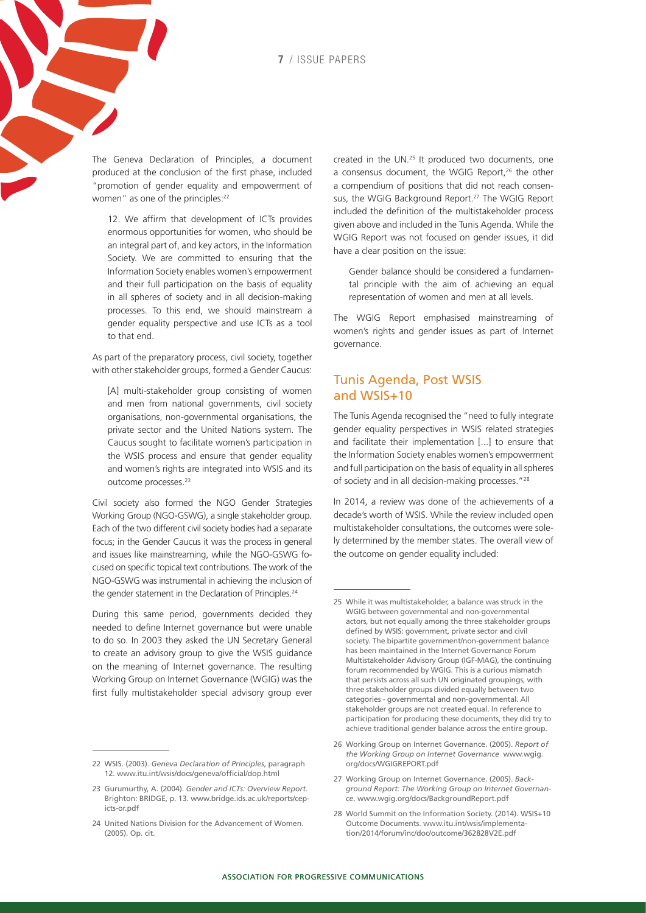The Geneva Declaration of Principles, a document produced at the conclusion of the first phase, included "promotion of gender equality and empowerment of women" as one of the principles:[22]

> 12. We affirm that development of ICTs provides enormous opportunities for women, who should be an integral part of, and key actors, in the Information Society. We are committed to ensuring that the Information Society enables women's empowerment and their full participation on the basis of equality in all spheres of society and in all decision-making processes. To this end, we should mainstream a gender equality perspective and use ICTs as a tool to that end.

As part of the preparatory process, civil society, together with other stakeholder groups, formed a Gender Caucus:

> [A] multi-stakeholder group consisting of women and men from national governments, civil society organisations, non-governmental organisations, the private sector and the United Nations system. The Caucus sought to facilitate women's participation in the WSIS process and ensure that gender equality and women's rights are integrated into WSIS and its outcome processes.[23]

Civil society also formed the NGO Gender Strategies Working Group (NGO-GSWG), a single stakeholder group. Each of the two different civil society bodies had a separate focus; in the Gender Caucus it was the process in general and issues like mainstreaming, while the NGO-GSWG focused on specific topical text contributions. The work of the NGO-GSWG was instrumental in achieving the inclusion of the gender statement in the Declaration of Principles.[24]

During this same period, governments decided they needed to define Internet governance but were unable to do so. In 2003 they asked the UN Secretary General to create an advisory group to give the WSIS guidance on the meaning of Internet governance. The resulting Working Group on Internet Governance (WGIG) was the first fully multistakeholder special advisory group ever created in the UN.[25] It produced two documents, one a consensus document, the WGIG Report,[26] the other a compendium of positions that did not reach consensus, the WGIG Background Report.[27] The WGIG Report included the definition of the multistakeholder process given above and included in the Tunis Agenda. While the WGIG Report was not focused on gender issues, it did have a clear position on the issue:

> Gender balance should be considered a fundamental principle with the aim of achieving an equal representation of women and men at all levels.

The WGIG Report emphasised mainstreaming of women's rights and gender issues as part of Internet governance.

## Tunis Agenda, Post WSIS and WSIS+10

The Tunis Agenda recognised the "need to fully integrate gender equality perspectives in WSIS related strategies and facilitate their implementation [...] to ensure that the Information Society enables women's empowerment and full participation on the basis of equality in all spheres of society and in all decision-making processes."[28]

In 2014, a review was done of the achievements of a decade's worth of WSIS. While the review included open multistakeholder consultations, the outcomes were solely determined by the member states. The overall view of the outcome on gender equality included:

---

22 WSIS. (2003). *Geneva Declaration of Principles*, paragraph 12. www.itu.int/wsis/docs/geneva/official/dop.html

23 Gurumurthy, A. (2004). *Gender and ICTs: Overview Report.* Brighton: BRIDGE, p. 13. www.bridge.ids.ac.uk/reports/cep-icts-or.pdf

24 United Nations Division for the Advancement of Women. (2005). Op. cit.

25 While it was multistakeholder, a balance was struck in the WGIG between governmental and non-governmental actors, but not equally among the three stakeholder groups defined by WSIS: government, private sector and civil society. The bipartite government/non-government balance has been maintained in the Internet Governance Forum Multistakeholder Advisory Group (IGF-MAG), the continuing forum recommended by WGIG. This is a curious mismatch that persists across all such UN originated groupings, with three stakeholder groups divided equally between two categories - governmental and non-governmental. All stakeholder groups are not created equal. In reference to participation for producing these documents, they did try to achieve traditional gender balance across the entire group.

26 Working Group on Internet Governance. (2005). *Report of the Working Group on Internet Governance* www.wgig.org/docs/WGIGREPORT.pdf

27 Working Group on Internet Governance. (2005). *Background Report: The Working Group on Internet Governance*. www.wgig.org/docs/BackgroundReport.pdf

28 World Summit on the Information Society. (2014). WSIS+10 Outcome Documents. www.itu.int/wsis/implementation/2014/forum/inc/doc/outcome/362828V2E.pdf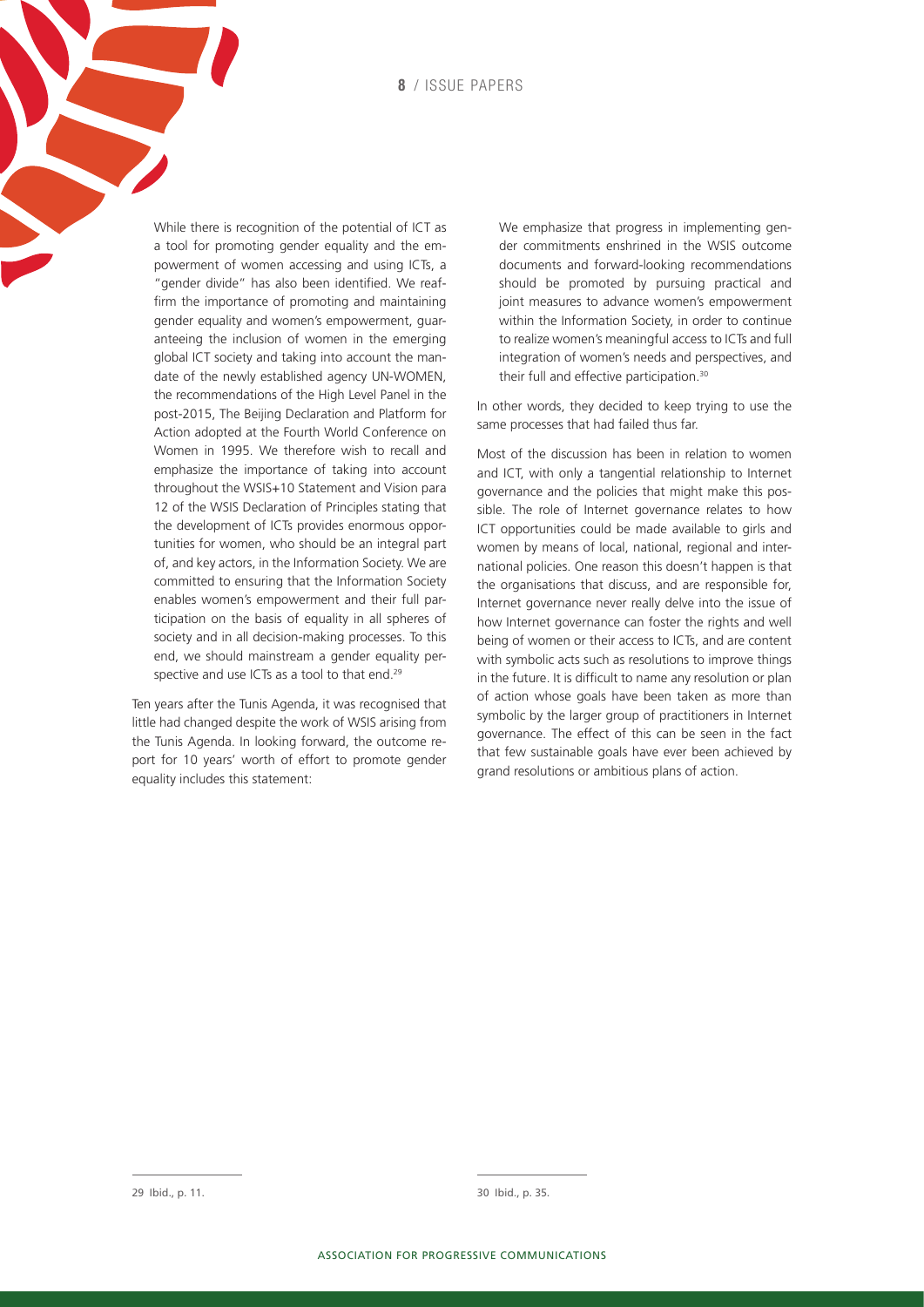> While there is recognition of the potential of ICT as a tool for promoting gender equality and the empowerment of women accessing and using ICTs, a "gender divide" has also been identified. We reaffirm the importance of promoting and maintaining gender equality and women's empowerment, guaranteeing the inclusion of women in the emerging global ICT society and taking into account the mandate of the newly established agency UN-WOMEN, the recommendations of the High Level Panel in the post-2015, The Beijing Declaration and Platform for Action adopted at the Fourth World Conference on Women in 1995. We therefore wish to recall and emphasize the importance of taking into account throughout the WSIS+10 Statement and Vision para 12 of the WSIS Declaration of Principles stating that the development of ICTs provides enormous opportunities for women, who should be an integral part of, and key actors, in the Information Society. We are committed to ensuring that the Information Society enables women's empowerment and their full participation on the basis of equality in all spheres of society and in all decision-making processes. To this end, we should mainstream a gender equality perspective and use ICTs as a tool to that end.[29]

Ten years after the Tunis Agenda, it was recognised that little had changed despite the work of WSIS arising from the Tunis Agenda. In looking forward, the outcome report for 10 years' worth of effort to promote gender equality includes this statement:

> We emphasize that progress in implementing gender commitments enshrined in the WSIS outcome documents and forward-looking recommendations should be promoted by pursuing practical and joint measures to advance women's empowerment within the Information Society, in order to continue to realize women's meaningful access to ICTs and full integration of women's needs and perspectives, and their full and effective participation.[30]

In other words, they decided to keep trying to use the same processes that had failed thus far.

Most of the discussion has been in relation to women and ICT, with only a tangential relationship to Internet governance and the policies that might make this possible. The role of Internet governance relates to how ICT opportunities could be made available to girls and women by means of local, national, regional and international policies. One reason this doesn't happen is that the organisations that discuss, and are responsible for, Internet governance never really delve into the issue of how Internet governance can foster the rights and well being of women or their access to ICTs, and are content with symbolic acts such as resolutions to improve things in the future. It is difficult to name any resolution or plan of action whose goals have been taken as more than symbolic by the larger group of practitioners in Internet governance. The effect of this can be seen in the fact that few sustainable goals have ever been achieved by grand resolutions or ambitious plans of action.

29 Ibid., p. 11.

30 Ibid., p. 35.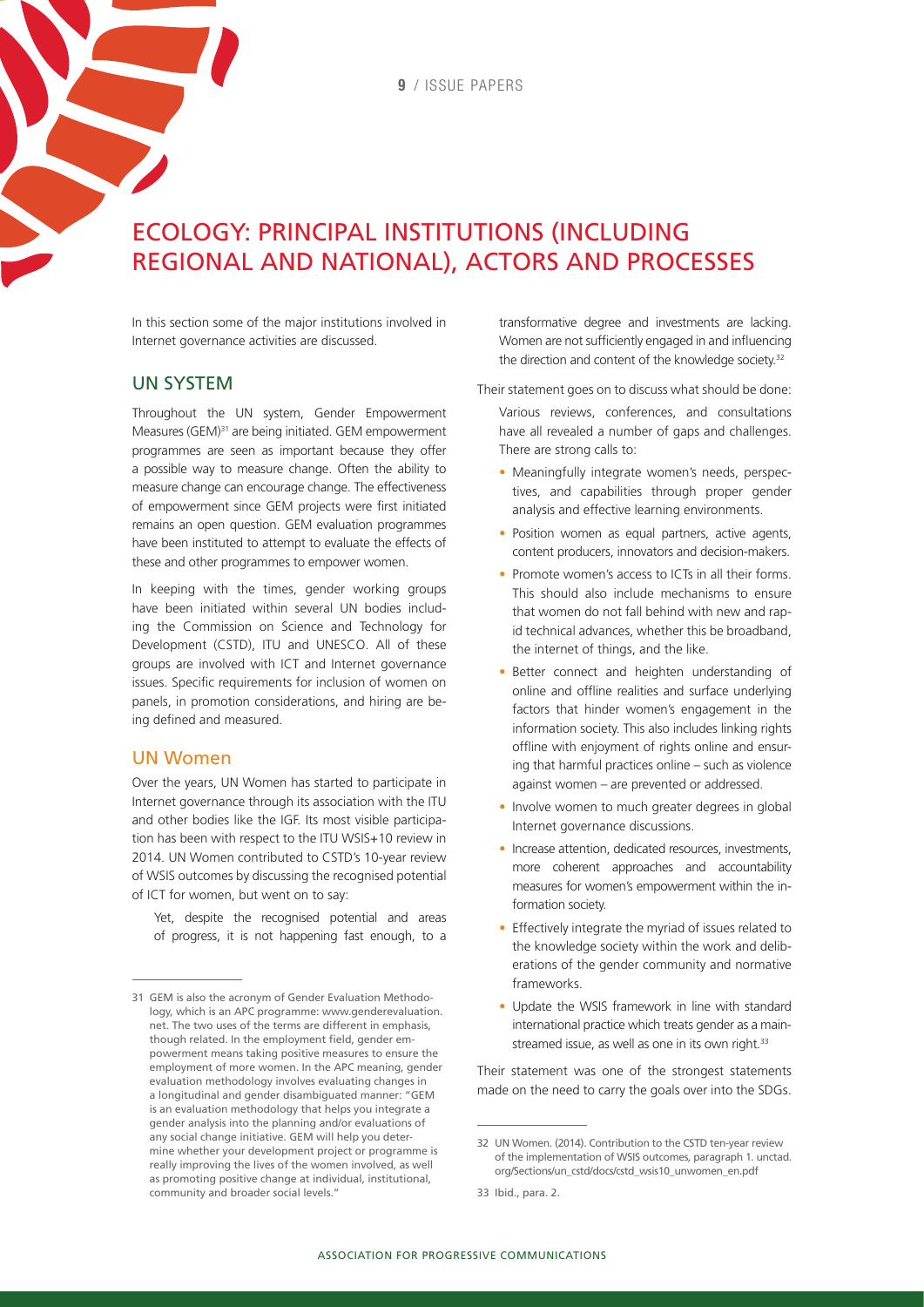# ECOLOGY: PRINCIPAL INSTITUTIONS (INCLUDING REGIONAL AND NATIONAL), ACTORS AND PROCESSES

In this section some of the major institutions involved in Internet governance activities are discussed.

## UN SYSTEM

Throughout the UN system, Gender Empowerment Measures (GEM)[31] are being initiated. GEM empowerment programmes are seen as important because they offer a possible way to measure change. Often the ability to measure change can encourage change. The effectiveness of empowerment since GEM projects were first initiated remains an open question. GEM evaluation programmes have been instituted to attempt to evaluate the effects of these and other programmes to empower women.

In keeping with the times, gender working groups have been initiated within several UN bodies including the Commission on Science and Technology for Development (CSTD), ITU and UNESCO. All of these groups are involved with ICT and Internet governance issues. Specific requirements for inclusion of women on panels, in promotion considerations, and hiring are being defined and measured.

### UN Women

Over the years, UN Women has started to participate in Internet governance through its association with the ITU and other bodies like the IGF. Its most visible participation has been with respect to the ITU WSIS+10 review in 2014. UN Women contributed to CSTD's 10-year review of WSIS outcomes by discussing the recognised potential of ICT for women, but went on to say:

> Yet, despite the recognised potential and areas of progress, it is not happening fast enough, to a transformative degree and investments are lacking. Women are not sufficiently engaged in and influencing the direction and content of the knowledge society.[32]

Their statement goes on to discuss what should be done:

> Various reviews, conferences, and consultations have all revealed a number of gaps and challenges. There are strong calls to:
>
> - Meaningfully integrate women's needs, perspectives, and capabilities through proper gender analysis and effective learning environments.
> - Position women as equal partners, active agents, content producers, innovators and decision-makers.
> - Promote women's access to ICTs in all their forms. This should also include mechanisms to ensure that women do not fall behind with new and rapid technical advances, whether this be broadband, the internet of things, and the like.
> - Better connect and heighten understanding of online and offline realities and surface underlying factors that hinder women's engagement in the information society. This also includes linking rights offline with enjoyment of rights online and ensuring that harmful practices online – such as violence against women – are prevented or addressed.
> - Involve women to much greater degrees in global Internet governance discussions.
> - Increase attention, dedicated resources, investments, more coherent approaches and accountability measures for women's empowerment within the information society.
> - Effectively integrate the myriad of issues related to the knowledge society within the work and deliberations of the gender community and normative frameworks.
> - Update the WSIS framework in line with standard international practice which treats gender as a mainstreamed issue, as well as one in its own right.[33]

Their statement was one of the strongest statements made on the need to carry the goals over into the SDGs.

---

31 GEM is also the acronym of Gender Evaluation Methodology, which is an APC programme: www.genderevaluation.net. The two uses of the terms are different in emphasis, though related. In the employment field, gender empowerment means taking positive measures to ensure the employment of more women. In the APC meaning, gender evaluation methodology involves evaluating changes in a longitudinal and gender disambiguated manner: "GEM is an evaluation methodology that helps you integrate a gender analysis into the planning and/or evaluations of any social change initiative. GEM will help you determine whether your development project or programme is really improving the lives of the women involved, as well as promoting positive change at individual, institutional, community and broader social levels."

32 UN Women. (2014). Contribution to the CSTD ten-year review of the implementation of WSIS outcomes, paragraph 1. unctad.org/Sections/un_cstd/docs/cstd_wsis10_unwomen_en.pdf

33 Ibid., para. 2.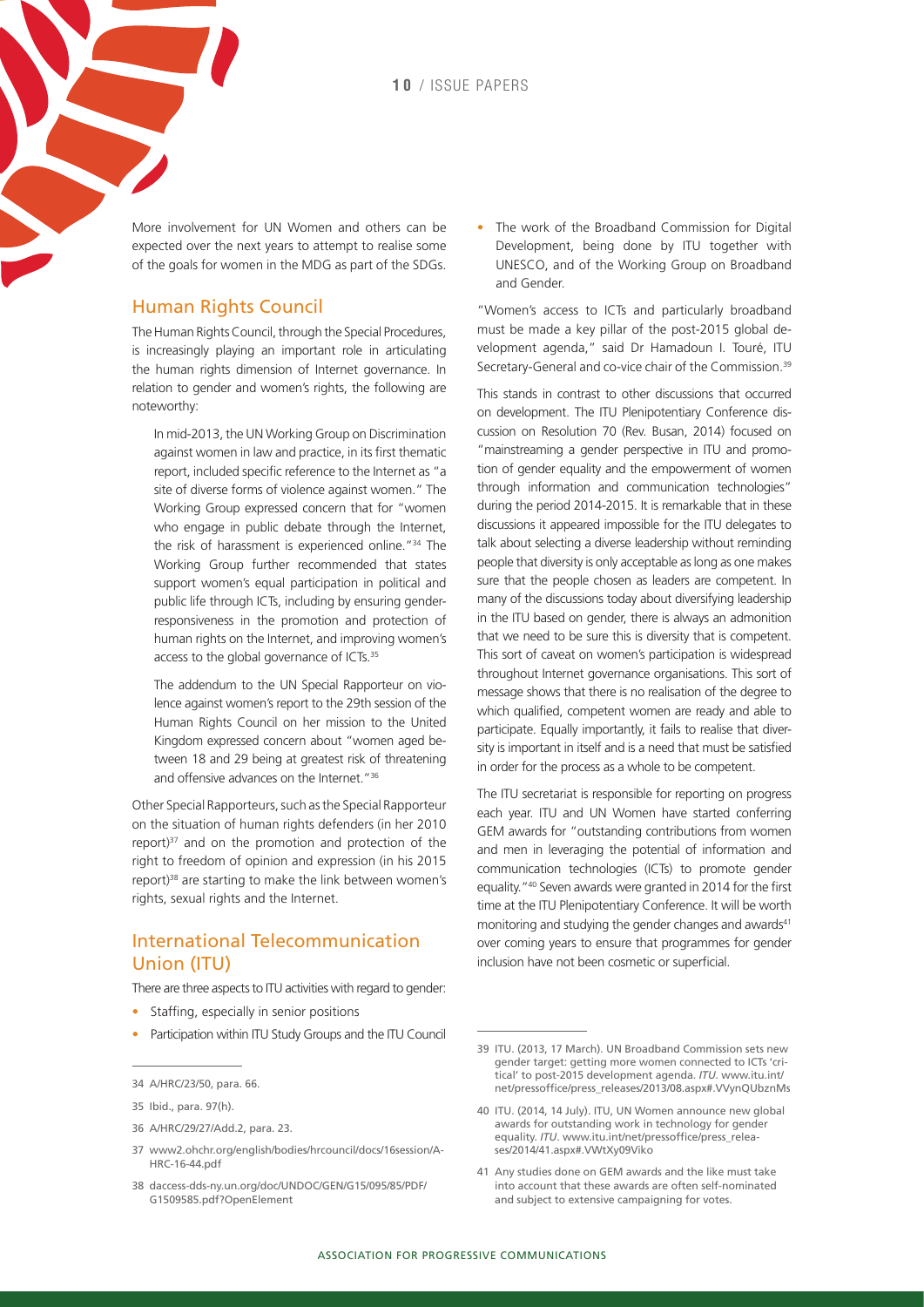More involvement for UN Women and others can be expected over the next years to attempt to realise some of the goals for women in the MDG as part of the SDGs.

## Human Rights Council

The Human Rights Council, through the Special Procedures, is increasingly playing an important role in articulating the human rights dimension of Internet governance. In relation to gender and women's rights, the following are noteworthy:

> In mid-2013, the UN Working Group on Discrimination against women in law and practice, in its first thematic report, included specific reference to the Internet as "a site of diverse forms of violence against women." The Working Group expressed concern that for "women who engage in public debate through the Internet, the risk of harassment is experienced online."[34] The Working Group further recommended that states support women's equal participation in political and public life through ICTs, including by ensuring gender-responsiveness in the promotion and protection of human rights on the Internet, and improving women's access to the global governance of ICTs.[35]
>
> The addendum to the UN Special Rapporteur on violence against women's report to the 29th session of the Human Rights Council on her mission to the United Kingdom expressed concern about "women aged between 18 and 29 being at greatest risk of threatening and offensive advances on the Internet."[36]

Other Special Rapporteurs, such as the Special Rapporteur on the situation of human rights defenders (in her 2010 report)[37] and on the promotion and protection of the right to freedom of opinion and expression (in his 2015 report)[38] are starting to make the link between women's rights, sexual rights and the Internet.

## International Telecommunication Union (ITU)

There are three aspects to ITU activities with regard to gender:

- Staffing, especially in senior positions
- Participation within ITU Study Groups and the ITU Council
- The work of the Broadband Commission for Digital Development, being done by ITU together with UNESCO, and of the Working Group on Broadband and Gender.

"Women's access to ICTs and particularly broadband must be made a key pillar of the post-2015 global development agenda," said Dr Hamadoun I. Touré, ITU Secretary-General and co-vice chair of the Commission.[39]

This stands in contrast to other discussions that occurred on development. The ITU Plenipotentiary Conference discussion on Resolution 70 (Rev. Busan, 2014) focused on "mainstreaming a gender perspective in ITU and promotion of gender equality and the empowerment of women through information and communication technologies" during the period 2014-2015. It is remarkable that in these discussions it appeared impossible for the ITU delegates to talk about selecting a diverse leadership without reminding people that diversity is only acceptable as long as one makes sure that the people chosen as leaders are competent. In many of the discussions today about diversifying leadership in the ITU based on gender, there is always an admonition that we need to be sure this is diversity that is competent. This sort of caveat on women's participation is widespread throughout Internet governance organisations. This sort of message shows that there is no realisation of the degree to which qualified, competent women are ready and able to participate. Equally importantly, it fails to realise that diversity is important in itself and is a need that must be satisfied in order for the process as a whole to be competent.

The ITU secretariat is responsible for reporting on progress each year. ITU and UN Women have started conferring GEM awards for "outstanding contributions from women and men in leveraging the potential of information and communication technologies (ICTs) to promote gender equality."[40] Seven awards were granted in 2014 for the first time at the ITU Plenipotentiary Conference. It will be worth monitoring and studying the gender changes and awards[41] over coming years to ensure that programmes for gender inclusion have not been cosmetic or superficial.

---

34 A/HRC/23/50, para. 66.

35 Ibid., para. 97(h).

36 A/HRC/29/27/Add.2, para. 23.

37 www2.ohchr.org/english/bodies/hrcouncil/docs/16session/A-HRC-16-44.pdf

38 daccess-dds-ny.un.org/doc/UNDOC/GEN/G15/095/85/PDF/G1509585.pdf?OpenElement

39 ITU. (2013, 17 March). UN Broadband Commission sets new gender target: getting more women connected to ICTs 'critical' to post-2015 development agenda. *ITU*. www.itu.int/net/pressoffice/press_releases/2013/08.aspx#.VVynQUbznMs

40 ITU. (2014, 14 July). ITU, UN Women announce new global awards for outstanding work in technology for gender equality. *ITU*. www.itu.int/net/pressoffice/press_releases/2014/41.aspx#.VWtXy09Viko

41 Any studies done on GEM awards and the like must take into account that these awards are often self-nominated and subject to extensive campaigning for votes.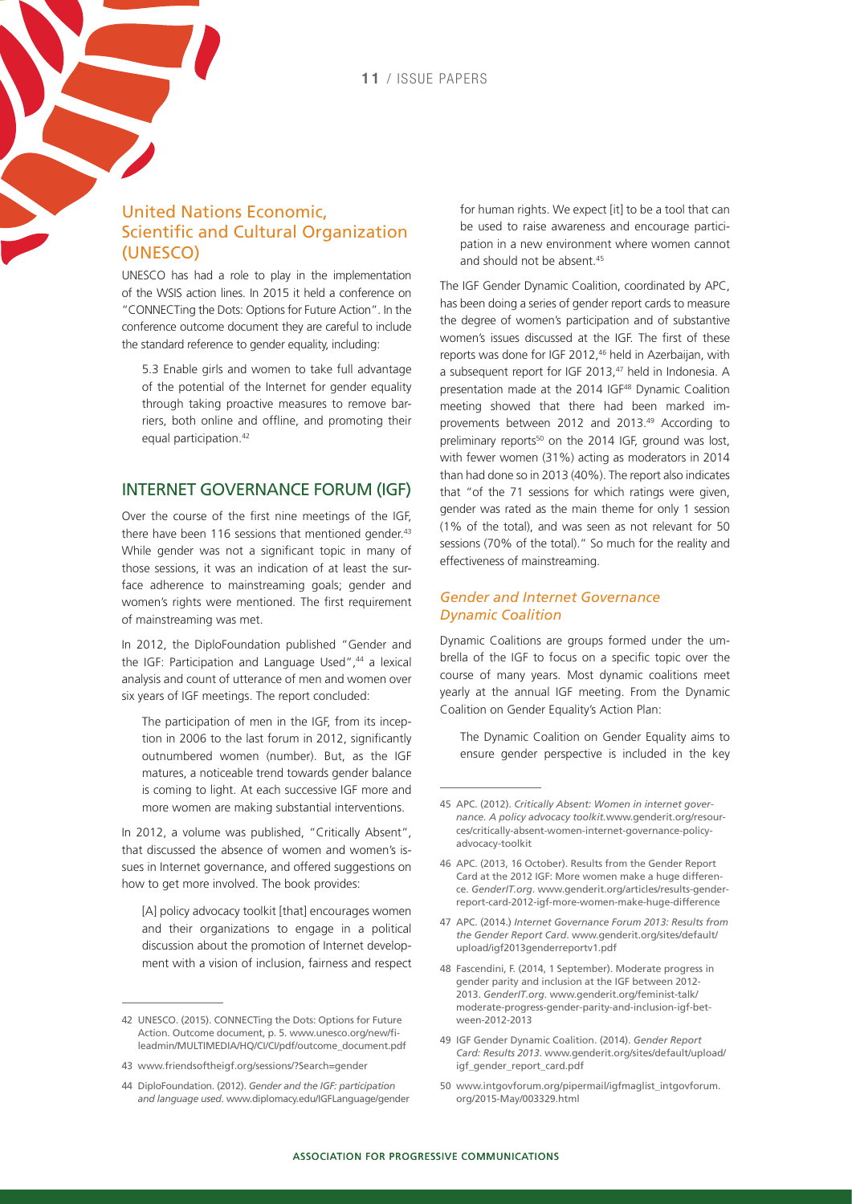## United Nations Economic, Scientific and Cultural Organization (UNESCO)

UNESCO has had a role to play in the implementation of the WSIS action lines. In 2015 it held a conference on "CONNECTing the Dots: Options for Future Action". In the conference outcome document they are careful to include the standard reference to gender equality, including:

> 5.3 Enable girls and women to take full advantage of the potential of the Internet for gender equality through taking proactive measures to remove barriers, both online and offline, and promoting their equal participation.[42]

## INTERNET GOVERNANCE FORUM (IGF)

Over the course of the first nine meetings of the IGF, there have been 116 sessions that mentioned gender.[43] While gender was not a significant topic in many of those sessions, it was an indication of at least the surface adherence to mainstreaming goals; gender and women's rights were mentioned. The first requirement of mainstreaming was met.

In 2012, the DiploFoundation published "Gender and the IGF: Participation and Language Used",[44] a lexical analysis and count of utterance of men and women over six years of IGF meetings. The report concluded:

> The participation of men in the IGF, from its inception in 2006 to the last forum in 2012, significantly outnumbered women (number). But, as the IGF matures, a noticeable trend towards gender balance is coming to light. At each successive IGF more and more women are making substantial interventions.

In 2012, a volume was published, "Critically Absent", that discussed the absence of women and women's issues in Internet governance, and offered suggestions on how to get more involved. The book provides:

> [A] policy advocacy toolkit [that] encourages women and their organizations to engage in a political discussion about the promotion of Internet development with a vision of inclusion, fairness and respect for human rights. We expect [it] to be a tool that can be used to raise awareness and encourage participation in a new environment where women cannot and should not be absent.[45]

The IGF Gender Dynamic Coalition, coordinated by APC, has been doing a series of gender report cards to measure the degree of women's participation and of substantive women's issues discussed at the IGF. The first of these reports was done for IGF 2012,[46] held in Azerbaijan, with a subsequent report for IGF 2013,[47] held in Indonesia. A presentation made at the 2014 IGF[48] Dynamic Coalition meeting showed that there had been marked improvements between 2012 and 2013.[49] According to preliminary reports[50] on the 2014 IGF, ground was lost, with fewer women (31%) acting as moderators in 2014 than had done so in 2013 (40%). The report also indicates that "of the 71 sessions for which ratings were given, gender was rated as the main theme for only 1 session (1% of the total), and was seen as not relevant for 50 sessions (70% of the total)." So much for the reality and effectiveness of mainstreaming.

### *Gender and Internet Governance Dynamic Coalition*

Dynamic Coalitions are groups formed under the umbrella of the IGF to focus on a specific topic over the course of many years. Most dynamic coalitions meet yearly at the annual IGF meeting. From the Dynamic Coalition on Gender Equality's Action Plan:

> The Dynamic Coalition on Gender Equality aims to ensure gender perspective is included in the key

---

42 UNESCO. (2015). CONNECTing the Dots: Options for Future Action. Outcome document, p. 5. www.unesco.org/new/fileadmin/MULTIMEDIA/HQ/CI/CI/pdf/outcome_document.pdf

43 www.friendsoftheigf.org/sessions/?Search=gender

44 DiploFoundation. (2012). *Gender and the IGF: participation and language used*. www.diplomacy.edu/IGFLanguage/gender

45 APC. (2012). *Critically Absent: Women in internet governance. A policy advocacy toolkit.* www.genderit.org/resources/critically-absent-women-internet-governance-policy-advocacy-toolkit

46 APC. (2013, 16 October). Results from the Gender Report Card at the 2012 IGF: More women make a huge difference. *GenderIT.org*. www.genderit.org/articles/results-gender-report-card-2012-igf-more-women-make-huge-difference

47 APC. (2014.) *Internet Governance Forum 2013: Results from the Gender Report Card*. www.genderit.org/sites/default/upload/igf2013genderreportv1.pdf

48 Fascendini, F. (2014, 1 September). Moderate progress in gender parity and inclusion at the IGF between 2012-2013. *GenderIT.org*. www.genderit.org/feminist-talk/moderate-progress-gender-parity-and-inclusion-igf-between-2012-2013

49 IGF Gender Dynamic Coalition. (2014). *Gender Report Card: Results 2013*. www.genderit.org/sites/default/upload/igf_gender_report_card.pdf

50 www.intgovforum.org/pipermail/igfmaglist_intgovforum.org/2015-May/003329.html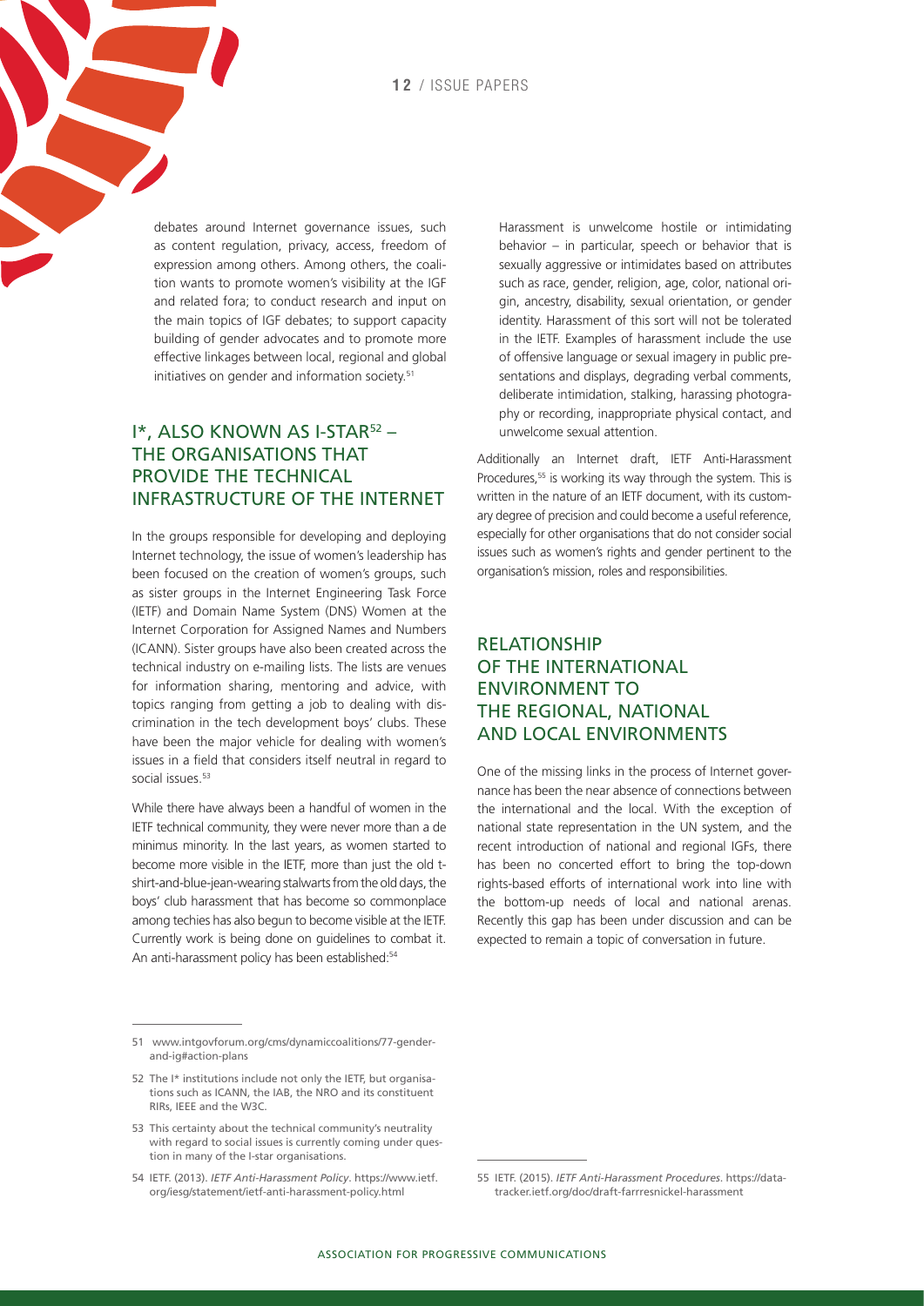debates around Internet governance issues, such as content regulation, privacy, access, freedom of expression among others. Among others, the coalition wants to promote women's visibility at the IGF and related fora; to conduct research and input on the main topics of IGF debates; to support capacity building of gender advocates and to promote more effective linkages between local, regional and global initiatives on gender and information society.[51]

## I*, ALSO KNOWN AS I-STAR[52] – THE ORGANISATIONS THAT PROVIDE THE TECHNICAL INFRASTRUCTURE OF THE INTERNET

In the groups responsible for developing and deploying Internet technology, the issue of women's leadership has been focused on the creation of women's groups, such as sister groups in the Internet Engineering Task Force (IETF) and Domain Name System (DNS) Women at the Internet Corporation for Assigned Names and Numbers (ICANN). Sister groups have also been created across the technical industry on e-mailing lists. The lists are venues for information sharing, mentoring and advice, with topics ranging from getting a job to dealing with discrimination in the tech development boys' clubs. These have been the major vehicle for dealing with women's issues in a field that considers itself neutral in regard to social issues.[53]

While there have always been a handful of women in the IETF technical community, they were never more than a de minimus minority. In the last years, as women started to become more visible in the IETF, more than just the old t-shirt-and-blue-jean-wearing stalwarts from the old days, the boys' club harassment that has become so commonplace among techies has also begun to become visible at the IETF. Currently work is being done on guidelines to combat it. An anti-harassment policy has been established:[54]

> Harassment is unwelcome hostile or intimidating behavior – in particular, speech or behavior that is sexually aggressive or intimidates based on attributes such as race, gender, religion, age, color, national origin, ancestry, disability, sexual orientation, or gender identity. Harassment of this sort will not be tolerated in the IETF. Examples of harassment include the use of offensive language or sexual imagery in public presentations and displays, degrading verbal comments, deliberate intimidation, stalking, harassing photography or recording, inappropriate physical contact, and unwelcome sexual attention.

Additionally an Internet draft, IETF Anti-Harassment Procedures,[55] is working its way through the system. This is written in the nature of an IETF document, with its customary degree of precision and could become a useful reference, especially for other organisations that do not consider social issues such as women's rights and gender pertinent to the organisation's mission, roles and responsibilities.

## RELATIONSHIP OF THE INTERNATIONAL ENVIRONMENT TO THE REGIONAL, NATIONAL AND LOCAL ENVIRONMENTS

One of the missing links in the process of Internet governance has been the near absence of connections between the international and the local. With the exception of national state representation in the UN system, and the recent introduction of national and regional IGFs, there has been no concerted effort to bring the top-down rights-based efforts of international work into line with the bottom-up needs of local and national arenas. Recently this gap has been under discussion and can be expected to remain a topic of conversation in future.

---

51 www.intgovforum.org/cms/dynamiccoalitions/77-gender-and-ig#action-plans

52 The I* institutions include not only the IETF, but organisations such as ICANN, the IAB, the NRO and its constituent RIRs, IEEE and the W3C.

53 This certainty about the technical community's neutrality with regard to social issues is currently coming under question in many of the I-star organisations.

54 IETF. (2013). *IETF Anti-Harassment Policy*. https://www.ietf.org/iesg/statement/ietf-anti-harassment-policy.html

55 IETF. (2015). *IETF Anti-Harassment Procedures*. https://datatracker.ietf.org/doc/draft-farrresnickel-harassment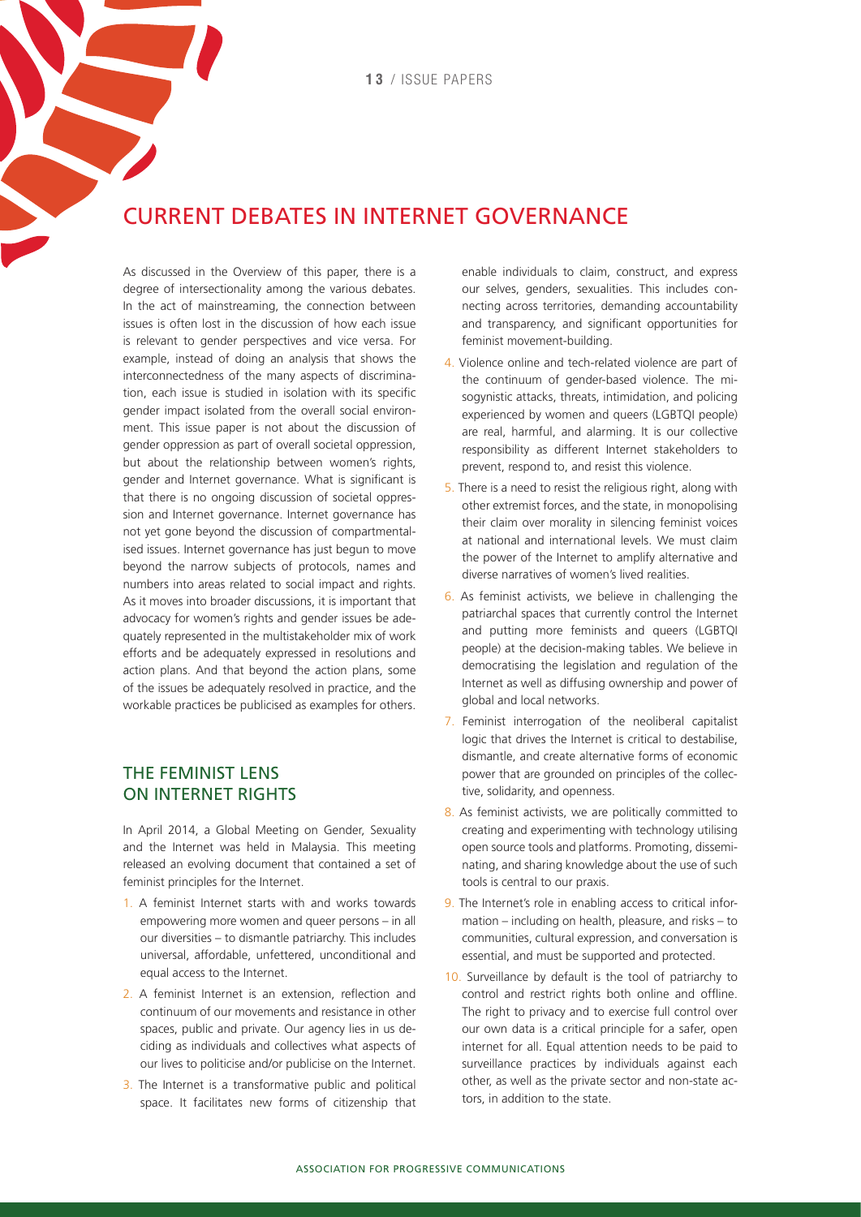# CURRENT DEBATES IN INTERNET GOVERNANCE

As discussed in the Overview of this paper, there is a degree of intersectionality among the various debates. In the act of mainstreaming, the connection between issues is often lost in the discussion of how each issue is relevant to gender perspectives and vice versa. For example, instead of doing an analysis that shows the interconnectedness of the many aspects of discrimination, each issue is studied in isolation with its specific gender impact isolated from the overall social environment. This issue paper is not about the discussion of gender oppression as part of overall societal oppression, but about the relationship between women's rights, gender and Internet governance. What is significant is that there is no ongoing discussion of societal oppression and Internet governance. Internet governance has not yet gone beyond the discussion of compartmentalised issues. Internet governance has just begun to move beyond the narrow subjects of protocols, names and numbers into areas related to social impact and rights. As it moves into broader discussions, it is important that advocacy for women's rights and gender issues be adequately represented in the multistakeholder mix of work efforts and be adequately expressed in resolutions and action plans. And that beyond the action plans, some of the issues be adequately resolved in practice, and the workable practices be publicised as examples for others.

## THE FEMINIST LENS ON INTERNET RIGHTS

In April 2014, a Global Meeting on Gender, Sexuality and the Internet was held in Malaysia. This meeting released an evolving document that contained a set of feminist principles for the Internet.

1. A feminist Internet starts with and works towards empowering more women and queer persons – in all our diversities – to dismantle patriarchy. This includes universal, affordable, unfettered, unconditional and equal access to the Internet.
2. A feminist Internet is an extension, reflection and continuum of our movements and resistance in other spaces, public and private. Our agency lies in us deciding as individuals and collectives what aspects of our lives to politicise and/or publicise on the Internet.
3. The Internet is a transformative public and political space. It facilitates new forms of citizenship that enable individuals to claim, construct, and express our selves, genders, sexualities. This includes connecting across territories, demanding accountability and transparency, and significant opportunities for feminist movement-building.
4. Violence online and tech-related violence are part of the continuum of gender-based violence. The misogynistic attacks, threats, intimidation, and policing experienced by women and queers (LGBTQI people) are real, harmful, and alarming. It is our collective responsibility as different Internet stakeholders to prevent, respond to, and resist this violence.
5. There is a need to resist the religious right, along with other extremist forces, and the state, in monopolising their claim over morality in silencing feminist voices at national and international levels. We must claim the power of the Internet to amplify alternative and diverse narratives of women's lived realities.
6. As feminist activists, we believe in challenging the patriarchal spaces that currently control the Internet and putting more feminists and queers (LGBTQI people) at the decision-making tables. We believe in democratising the legislation and regulation of the Internet as well as diffusing ownership and power of global and local networks.
7. Feminist interrogation of the neoliberal capitalist logic that drives the Internet is critical to destabilise, dismantle, and create alternative forms of economic power that are grounded on principles of the collective, solidarity, and openness.
8. As feminist activists, we are politically committed to creating and experimenting with technology utilising open source tools and platforms. Promoting, disseminating, and sharing knowledge about the use of such tools is central to our praxis.
9. The Internet's role in enabling access to critical information – including on health, pleasure, and risks – to communities, cultural expression, and conversation is essential, and must be supported and protected.
10. Surveillance by default is the tool of patriarchy to control and restrict rights both online and offline. The right to privacy and to exercise full control over our own data is a critical principle for a safer, open internet for all. Equal attention needs to be paid to surveillance practices by individuals against each other, as well as the private sector and non-state actors, in addition to the state.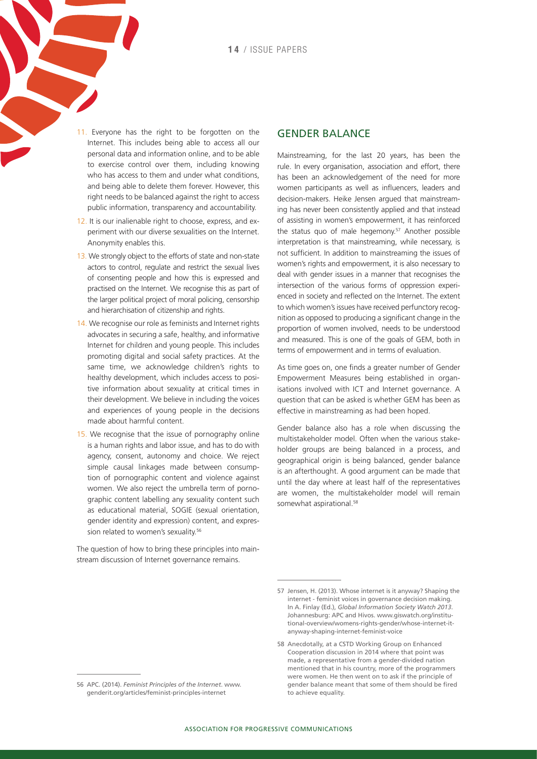11. Everyone has the right to be forgotten on the Internet. This includes being able to access all our personal data and information online, and to be able to exercise control over them, including knowing who has access to them and under what conditions, and being able to delete them forever. However, this right needs to be balanced against the right to access public information, transparency and accountability.
12. It is our inalienable right to choose, express, and experiment with our diverse sexualities on the Internet. Anonymity enables this.
13. We strongly object to the efforts of state and non-state actors to control, regulate and restrict the sexual lives of consenting people and how this is expressed and practised on the Internet. We recognise this as part of the larger political project of moral policing, censorship and hierarchisation of citizenship and rights.
14. We recognise our role as feminists and Internet rights advocates in securing a safe, healthy, and informative Internet for children and young people. This includes promoting digital and social safety practices. At the same time, we acknowledge children's rights to healthy development, which includes access to positive information about sexuality at critical times in their development. We believe in including the voices and experiences of young people in the decisions made about harmful content.
15. We recognise that the issue of pornography online is a human rights and labor issue, and has to do with agency, consent, autonomy and choice. We reject simple causal linkages made between consumption of pornographic content and violence against women. We also reject the umbrella term of pornographic content labelling any sexuality content such as educational material, SOGIE (sexual orientation, gender identity and expression) content, and expression related to women's sexuality.[56]

The question of how to bring these principles into mainstream discussion of Internet governance remains.

## GENDER BALANCE

Mainstreaming, for the last 20 years, has been the rule. In every organisation, association and effort, there has been an acknowledgement of the need for more women participants as well as influencers, leaders and decision-makers. Heike Jensen argued that mainstreaming has never been consistently applied and that instead of assisting in women's empowerment, it has reinforced the status quo of male hegemony.[57] Another possible interpretation is that mainstreaming, while necessary, is not sufficient. In addition to mainstreaming the issues of women's rights and empowerment, it is also necessary to deal with gender issues in a manner that recognises the intersection of the various forms of oppression experienced in society and reflected on the Internet. The extent to which women's issues have received perfunctory recognition as opposed to producing a significant change in the proportion of women involved, needs to be understood and measured. This is one of the goals of GEM, both in terms of empowerment and in terms of evaluation.

As time goes on, one finds a greater number of Gender Empowerment Measures being established in organisations involved with ICT and Internet governance. A question that can be asked is whether GEM has been as effective in mainstreaming as had been hoped.

Gender balance also has a role when discussing the multistakeholder model. Often when the various stakeholder groups are being balanced in a process, and geographical origin is being balanced, gender balance is an afterthought. A good argument can be made that until the day where at least half of the representatives are women, the multistakeholder model will remain somewhat aspirational.[58]

---

56 APC. (2014). *Feminist Principles of the Internet*. www.genderit.org/articles/feminist-principles-internet

57 Jensen, H. (2013). Whose internet is it anyway? Shaping the internet - feminist voices in governance decision making. In A. Finlay (Ed.), *Global Information Society Watch 2013*. Johannesburg: APC and Hivos. www.giswatch.org/institutional-overview/womens-rights-gender/whose-internet-it-anyway-shaping-internet-feminist-voice

58 Anecdotally, at a CSTD Working Group on Enhanced Cooperation discussion in 2014 where that point was made, a representative from a gender-divided nation mentioned that in his country, more of the programmers were women. He then went on to ask if the principle of gender balance meant that some of them should be fired to achieve equality.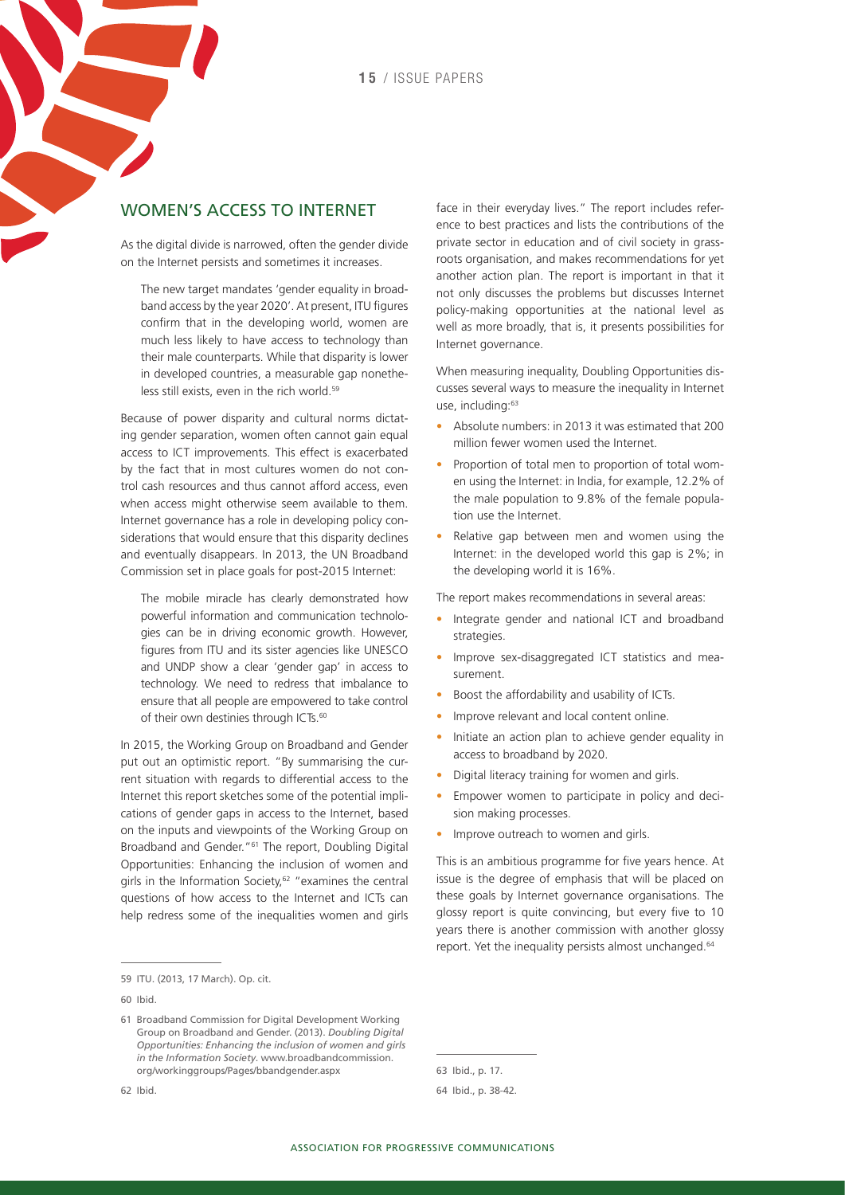## WOMEN'S ACCESS TO INTERNET

As the digital divide is narrowed, often the gender divide on the Internet persists and sometimes it increases.

> The new target mandates 'gender equality in broadband access by the year 2020'. At present, ITU figures confirm that in the developing world, women are much less likely to have access to technology than their male counterparts. While that disparity is lower in developed countries, a measurable gap nonetheless still exists, even in the rich world.[59]

Because of power disparity and cultural norms dictating gender separation, women often cannot gain equal access to ICT improvements. This effect is exacerbated by the fact that in most cultures women do not control cash resources and thus cannot afford access, even when access might otherwise seem available to them. Internet governance has a role in developing policy considerations that would ensure that this disparity declines and eventually disappears. In 2013, the UN Broadband Commission set in place goals for post-2015 Internet:

> The mobile miracle has clearly demonstrated how powerful information and communication technologies can be in driving economic growth. However, figures from ITU and its sister agencies like UNESCO and UNDP show a clear 'gender gap' in access to technology. We need to redress that imbalance to ensure that all people are empowered to take control of their own destinies through ICTs.[60]

In 2015, the Working Group on Broadband and Gender put out an optimistic report. "By summarising the current situation with regards to differential access to the Internet this report sketches some of the potential implications of gender gaps in access to the Internet, based on the inputs and viewpoints of the Working Group on Broadband and Gender."[61] The report, Doubling Digital Opportunities: Enhancing the inclusion of women and girls in the Information Society,[62] "examines the central questions of how access to the Internet and ICTs can help redress some of the inequalities women and girls face in their everyday lives." The report includes reference to best practices and lists the contributions of the private sector in education and of civil society in grassroots organisation, and makes recommendations for yet another action plan. The report is important in that it not only discusses the problems but discusses Internet policy-making opportunities at the national level as well as more broadly, that is, it presents possibilities for Internet governance.

When measuring inequality, Doubling Opportunities discusses several ways to measure the inequality in Internet use, including:[63]

- Absolute numbers: in 2013 it was estimated that 200 million fewer women used the Internet.
- Proportion of total men to proportion of total women using the Internet: in India, for example, 12.2% of the male population to 9.8% of the female population use the Internet.
- Relative gap between men and women using the Internet: in the developed world this gap is 2%; in the developing world it is 16%.

The report makes recommendations in several areas:

- Integrate gender and national ICT and broadband strategies.
- Improve sex-disaggregated ICT statistics and measurement.
- Boost the affordability and usability of ICTs.
- Improve relevant and local content online.
- Initiate an action plan to achieve gender equality in access to broadband by 2020.
- Digital literacy training for women and girls.
- Empower women to participate in policy and decision making processes.
- Improve outreach to women and girls.

This is an ambitious programme for five years hence. At issue is the degree of emphasis that will be placed on these goals by Internet governance organisations. The glossy report is quite convincing, but every five to 10 years there is another commission with another glossy report. Yet the inequality persists almost unchanged.[64]

---

59 ITU. (2013, 17 March). Op. cit.

60 Ibid.

61 Broadband Commission for Digital Development Working Group on Broadband and Gender. (2013). *Doubling Digital Opportunities: Enhancing the inclusion of women and girls in the Information Society*. www.broadbandcommission.org/workinggroups/Pages/bbandgender.aspx

62 Ibid.

63 Ibid., p. 17.

64 Ibid., p. 38-42.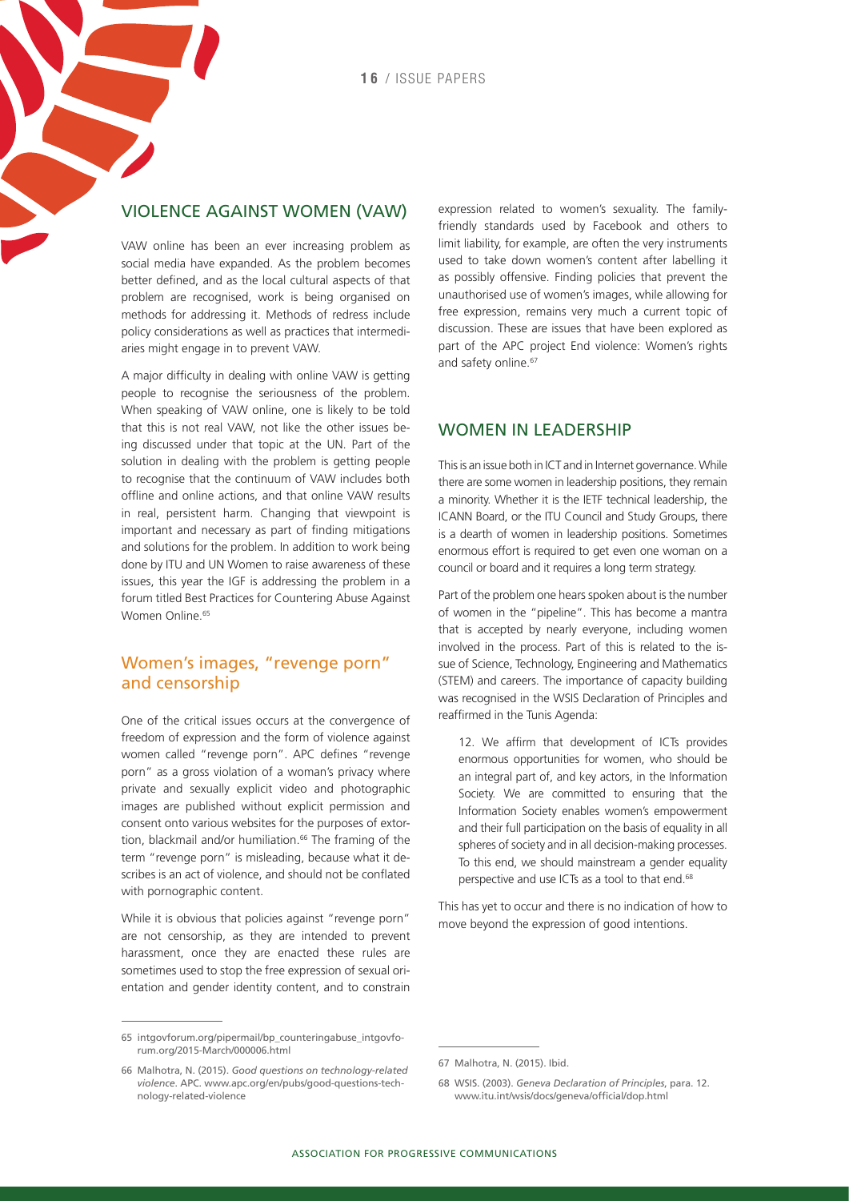## VIOLENCE AGAINST WOMEN (VAW)

VAW online has been an ever increasing problem as social media have expanded. As the problem becomes better defined, and as the local cultural aspects of that problem are recognised, work is being organised on methods for addressing it. Methods of redress include policy considerations as well as practices that intermediaries might engage in to prevent VAW.

A major difficulty in dealing with online VAW is getting people to recognise the seriousness of the problem. When speaking of VAW online, one is likely to be told that this is not real VAW, not like the other issues being discussed under that topic at the UN. Part of the solution in dealing with the problem is getting people to recognise that the continuum of VAW includes both offline and online actions, and that online VAW results in real, persistent harm. Changing that viewpoint is important and necessary as part of finding mitigations and solutions for the problem. In addition to work being done by ITU and UN Women to raise awareness of these issues, this year the IGF is addressing the problem in a forum titled Best Practices for Countering Abuse Against Women Online.[65]

### Women's images, "revenge porn" and censorship

One of the critical issues occurs at the convergence of freedom of expression and the form of violence against women called "revenge porn". APC defines "revenge porn" as a gross violation of a woman's privacy where private and sexually explicit video and photographic images are published without explicit permission and consent onto various websites for the purposes of extortion, blackmail and/or humiliation.[66] The framing of the term "revenge porn" is misleading, because what it describes is an act of violence, and should not be conflated with pornographic content.

While it is obvious that policies against "revenge porn" are not censorship, as they are intended to prevent harassment, once they are enacted these rules are sometimes used to stop the free expression of sexual orientation and gender identity content, and to constrain expression related to women's sexuality. The family-friendly standards used by Facebook and others to limit liability, for example, are often the very instruments used to take down women's content after labelling it as possibly offensive. Finding policies that prevent the unauthorised use of women's images, while allowing for free expression, remains very much a current topic of discussion. These are issues that have been explored as part of the APC project End violence: Women's rights and safety online.[67]

## WOMEN IN LEADERSHIP

This is an issue both in ICT and in Internet governance. While there are some women in leadership positions, they remain a minority. Whether it is the IETF technical leadership, the ICANN Board, or the ITU Council and Study Groups, there is a dearth of women in leadership positions. Sometimes enormous effort is required to get even one woman on a council or board and it requires a long term strategy.

Part of the problem one hears spoken about is the number of women in the "pipeline". This has become a mantra that is accepted by nearly everyone, including women involved in the process. Part of this is related to the issue of Science, Technology, Engineering and Mathematics (STEM) and careers. The importance of capacity building was recognised in the WSIS Declaration of Principles and reaffirmed in the Tunis Agenda:

> 12. We affirm that development of ICTs provides enormous opportunities for women, who should be an integral part of, and key actors, in the Information Society. We are committed to ensuring that the Information Society enables women's empowerment and their full participation on the basis of equality in all spheres of society and in all decision-making processes. To this end, we should mainstream a gender equality perspective and use ICTs as a tool to that end.[68]

This has yet to occur and there is no indication of how to move beyond the expression of good intentions.

---

65 intgovforum.org/pipermail/bp_counteringabuse_intgovforum.org/2015-March/000006.html

66 Malhotra, N. (2015). *Good questions on technology-related violence*. APC. www.apc.org/en/pubs/good-questions-technology-related-violence

67 Malhotra, N. (2015). Ibid.

68 WSIS. (2003). *Geneva Declaration of Principles*, para. 12. www.itu.int/wsis/docs/geneva/official/dop.html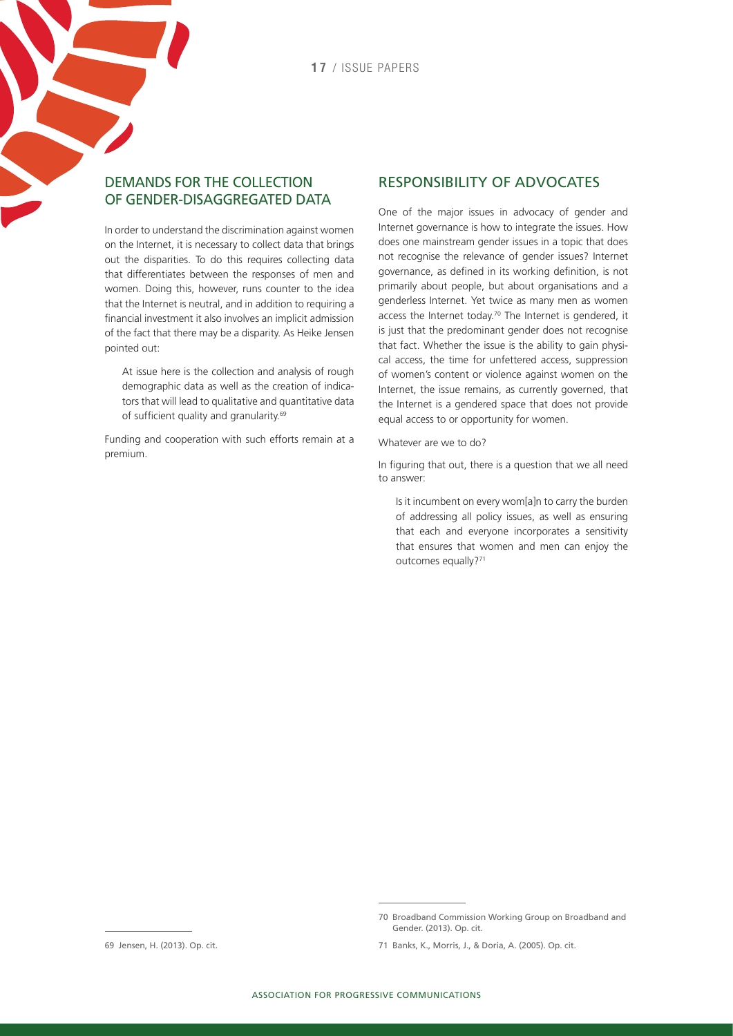## DEMANDS FOR THE COLLECTION OF GENDER-DISAGGREGATED DATA

In order to understand the discrimination against women on the Internet, it is necessary to collect data that brings out the disparities. To do this requires collecting data that differentiates between the responses of men and women. Doing this, however, runs counter to the idea that the Internet is neutral, and in addition to requiring a financial investment it also involves an implicit admission of the fact that there may be a disparity. As Heike Jensen pointed out:

> At issue here is the collection and analysis of rough demographic data as well as the creation of indicators that will lead to qualitative and quantitative data of sufficient quality and granularity.[69]

Funding and cooperation with such efforts remain at a premium.

## RESPONSIBILITY OF ADVOCATES

One of the major issues in advocacy of gender and Internet governance is how to integrate the issues. How does one mainstream gender issues in a topic that does not recognise the relevance of gender issues? Internet governance, as defined in its working definition, is not primarily about people, but about organisations and a genderless Internet. Yet twice as many men as women access the Internet today.[70] The Internet is gendered, it is just that the predominant gender does not recognise that fact. Whether the issue is the ability to gain physical access, the time for unfettered access, suppression of women's content or violence against women on the Internet, the issue remains, as currently governed, that the Internet is a gendered space that does not provide equal access to or opportunity for women.

Whatever are we to do?

In figuring that out, there is a question that we all need to answer:

> Is it incumbent on every wom[a]n to carry the burden of addressing all policy issues, as well as ensuring that each and everyone incorporates a sensitivity that ensures that women and men can enjoy the outcomes equally?[71]

---

69 Jensen, H. (2013). Op. cit.

70 Broadband Commission Working Group on Broadband and Gender. (2013). Op. cit.

71 Banks, K., Morris, J., & Doria, A. (2005). Op. cit.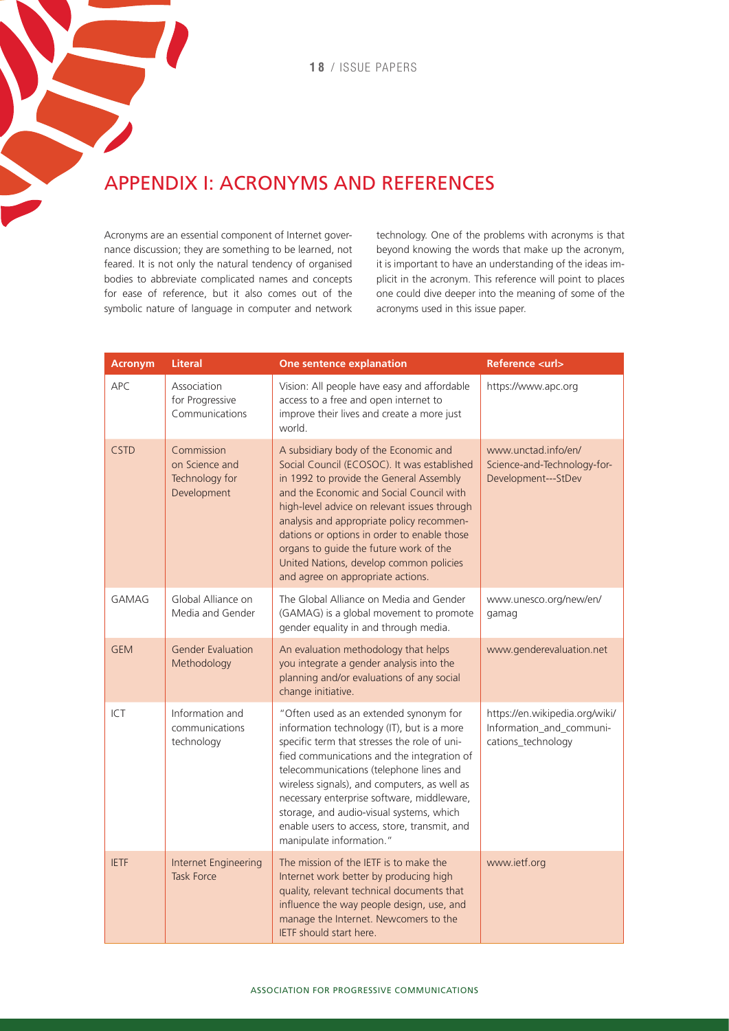# APPENDIX I: ACRONYMS AND REFERENCES

Acronyms are an essential component of Internet governance discussion; they are something to be learned, not feared. It is not only the natural tendency of organised bodies to abbreviate complicated names and concepts for ease of reference, but it also comes out of the symbolic nature of language in computer and network technology. One of the problems with acronyms is that beyond knowing the words that make up the acronym, it is important to have an understanding of the ideas implicit in the acronym. This reference will point to places one could dive deeper into the meaning of some of the acronyms used in this issue paper.

| Acronym | Literal | One sentence explanation | Reference <url> |
|---|---|---|---|
| APC | Association for Progressive Communications | Vision: All people have easy and affordable access to a free and open internet to improve their lives and create a more just world. | https://www.apc.org |
| CSTD | Commission on Science and Technology for Development | A subsidiary body of the Economic and Social Council (ECOSOC). It was established in 1992 to provide the General Assembly and the Economic and Social Council with high-level advice on relevant issues through analysis and appropriate policy recommendations or options in order to enable those organs to guide the future work of the United Nations, develop common policies and agree on appropriate actions. | www.unctad.info/en/Science-and-Technology-for-Development---StDev |
| GAMAG | Global Alliance on Media and Gender | The Global Alliance on Media and Gender (GAMAG) is a global movement to promote gender equality in and through media. | www.unesco.org/new/en/gamag |
| GEM | Gender Evaluation Methodology | An evaluation methodology that helps you integrate a gender analysis into the planning and/or evaluations of any social change initiative. | www.genderevaluation.net |
| ICT | Information and communications technology | "Often used as an extended synonym for information technology (IT), but is a more specific term that stresses the role of unified communications and the integration of telecommunications (telephone lines and wireless signals), and computers, as well as necessary enterprise software, middleware, storage, and audio-visual systems, which enable users to access, store, transmit, and manipulate information." | https://en.wikipedia.org/wiki/Information_and_communications_technology |
| IETF | Internet Engineering Task Force | The mission of the IETF is to make the Internet work better by producing high quality, relevant technical documents that influence the way people design, use, and manage the Internet. Newcomers to the IETF should start here. | www.ietf.org |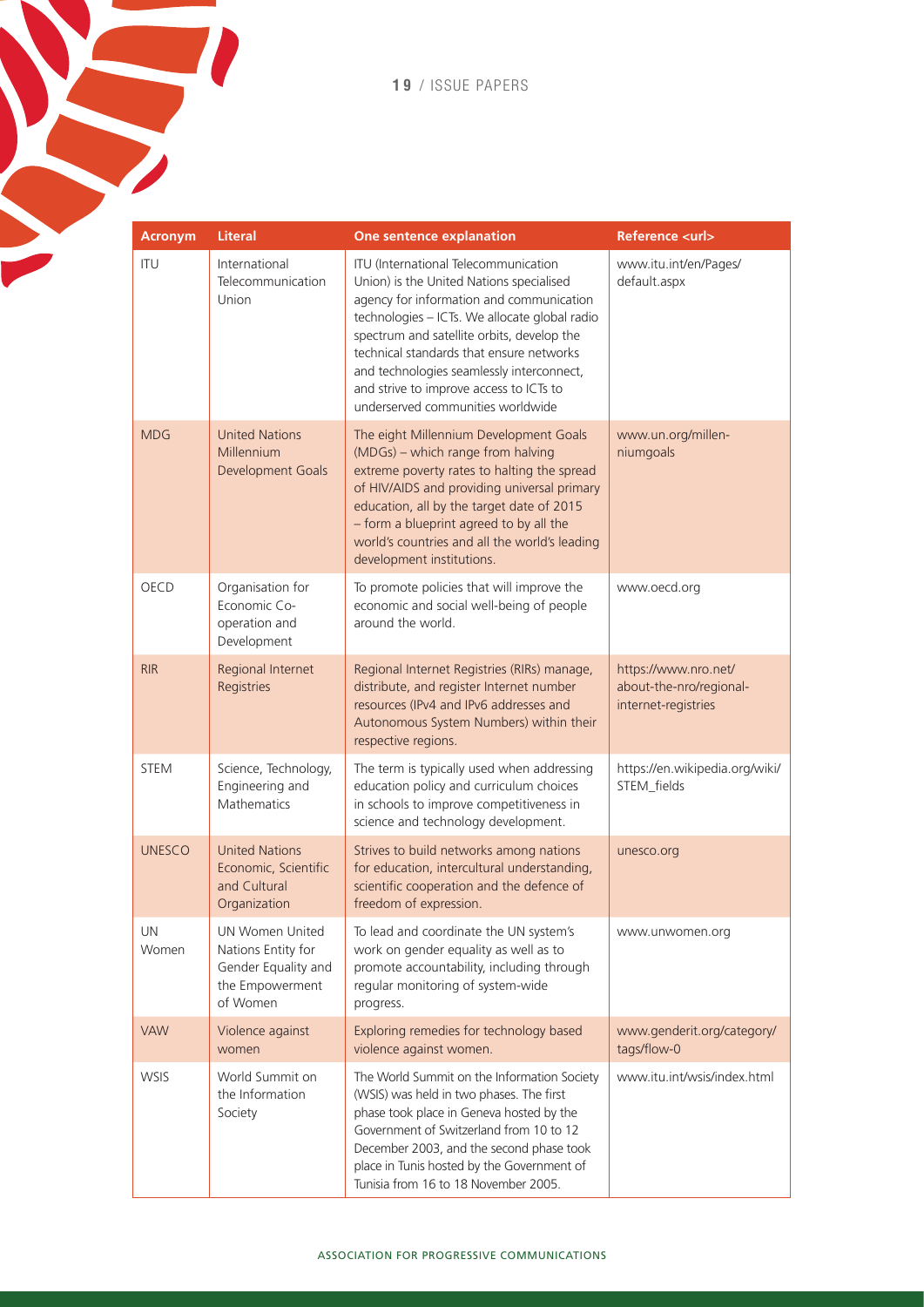| Acronym | Literal | One sentence explanation | Reference <url> |
|---|---|---|---|
| ITU | International Telecommunication Union | ITU (International Telecommunication Union) is the United Nations specialised agency for information and communication technologies – ICTs. We allocate global radio spectrum and satellite orbits, develop the technical standards that ensure networks and technologies seamlessly interconnect, and strive to improve access to ICTs to underserved communities worldwide | www.itu.int/en/Pages/default.aspx |
| MDG | United Nations Millennium Development Goals | The eight Millennium Development Goals (MDGs) – which range from halving extreme poverty rates to halting the spread of HIV/AIDS and providing universal primary education, all by the target date of 2015 – form a blueprint agreed to by all the world's countries and all the world's leading development institutions. | www.un.org/millenniumgoals |
| OECD | Organisation for Economic Co-operation and Development | To promote policies that will improve the economic and social well-being of people around the world. | www.oecd.org |
| RIR | Regional Internet Registries | Regional Internet Registries (RIRs) manage, distribute, and register Internet number resources (IPv4 and IPv6 addresses and Autonomous System Numbers) within their respective regions. | https://www.nro.net/about-the-nro/regional-internet-registries |
| STEM | Science, Technology, Engineering and Mathematics | The term is typically used when addressing education policy and curriculum choices in schools to improve competitiveness in science and technology development. | https://en.wikipedia.org/wiki/STEM_fields |
| UNESCO | United Nations Economic, Scientific and Cultural Organization | Strives to build networks among nations for education, intercultural understanding, scientific cooperation and the defence of freedom of expression. | unesco.org |
| UN Women | UN Women United Nations Entity for Gender Equality and the Empowerment of Women | To lead and coordinate the UN system's work on gender equality as well as to promote accountability, including through regular monitoring of system-wide progress. | www.unwomen.org |
| VAW | Violence against women | Exploring remedies for technology based violence against women. | www.genderit.org/category/tags/flow-0 |
| WSIS | World Summit on the Information Society | The World Summit on the Information Society (WSIS) was held in two phases. The first phase took place in Geneva hosted by the Government of Switzerland from 10 to 12 December 2003, and the second phase took place in Tunis hosted by the Government of Tunisia from 16 to 18 November 2005. | www.itu.int/wsis/index.html |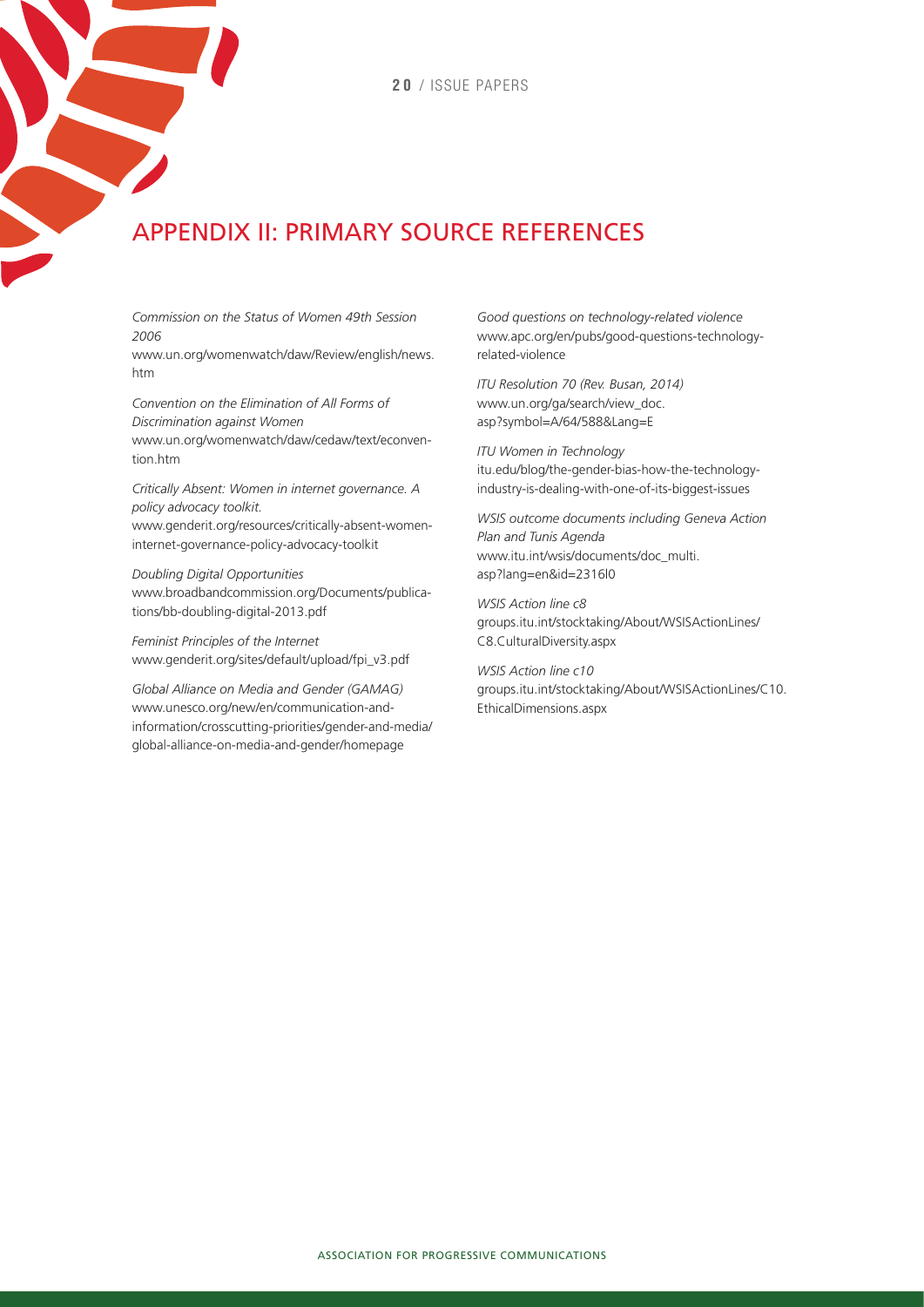# APPENDIX II: PRIMARY SOURCE REFERENCES

*Commission on the Status of Women 49th Session 2006*
www.un.org/womenwatch/daw/Review/english/news.htm

*Convention on the Elimination of All Forms of Discrimination against Women*
www.un.org/womenwatch/daw/cedaw/text/econvention.htm

*Critically Absent: Women in internet governance. A policy advocacy toolkit.*
www.genderit.org/resources/critically-absent-women-internet-governance-policy-advocacy-toolkit

*Doubling Digital Opportunities*
www.broadbandcommission.org/Documents/publications/bb-doubling-digital-2013.pdf

*Feminist Principles of the Internet*
www.genderit.org/sites/default/upload/fpi_v3.pdf

*Global Alliance on Media and Gender (GAMAG)*
www.unesco.org/new/en/communication-and-information/crosscutting-priorities/gender-and-media/global-alliance-on-media-and-gender/homepage

*Good questions on technology-related violence*
www.apc.org/en/pubs/good-questions-technology-related-violence

*ITU Resolution 70 (Rev. Busan, 2014)*
www.un.org/ga/search/view_doc.asp?symbol=A/64/588&Lang=E

*ITU Women in Technology*
itu.edu/blog/the-gender-bias-how-the-technology-industry-is-dealing-with-one-of-its-biggest-issues

*WSIS outcome documents including Geneva Action Plan and Tunis Agenda*
www.itu.int/wsis/documents/doc_multi.asp?lang=en&id=2316l0

*WSIS Action line c8*
groups.itu.int/stocktaking/About/WSISActionLines/C8.CulturalDiversity.aspx

*WSIS Action line c10*
groups.itu.int/stocktaking/About/WSISActionLines/C10.EthicalDimensions.aspx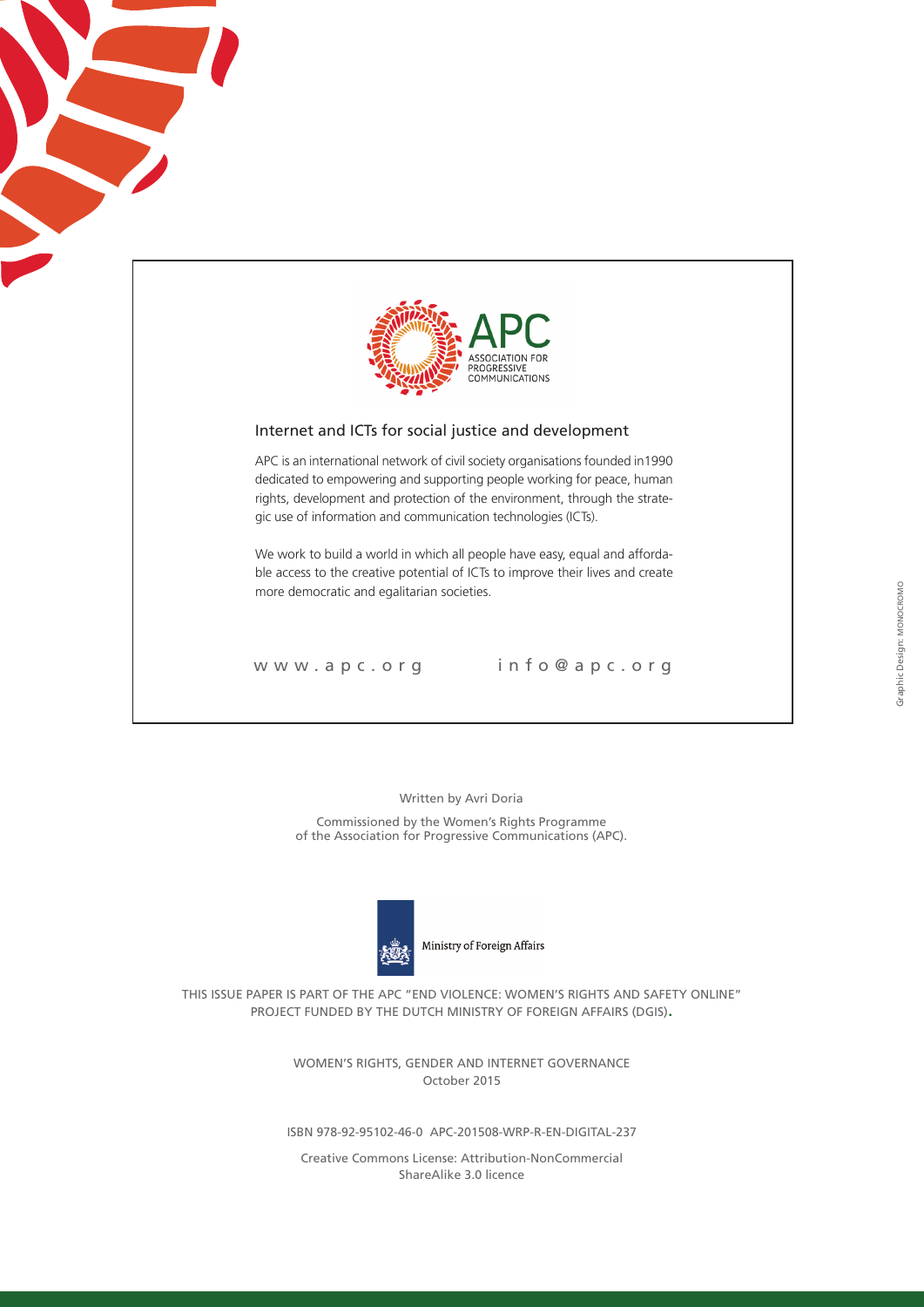APC

ASSOCIATION FOR PROGRESSIVE COMMUNICATIONS

## Internet and ICTs for social justice and development

APC is an international network of civil society organisations founded in1990 dedicated to empowering and supporting people working for peace, human rights, development and protection of the environment, through the strategic use of information and communication technologies (ICTs).

We work to build a world in which all people have easy, equal and affordable access to the creative potential of ICTs to improve their lives and create more democratic and egalitarian societies.

www.apc.org info@apc.org

Written by Avri Doria

Commissioned by the Women's Rights Programme of the Association for Progressive Communications (APC).

Ministry of Foreign Affairs

THIS ISSUE PAPER IS PART OF THE APC "END VIOLENCE: WOMEN'S RIGHTS AND SAFETY ONLINE" PROJECT FUNDED BY THE DUTCH MINISTRY OF FOREIGN AFFAIRS (DGIS).

WOMEN'S RIGHTS, GENDER AND INTERNET GOVERNANCE
October 2015

ISBN 978-92-95102-46-0 APC-201508-WRP-R-EN-DIGITAL-237

Creative Commons License: Attribution-NonCommercial ShareAlike 3.0 licence

Graphic Design: MONOCROMO